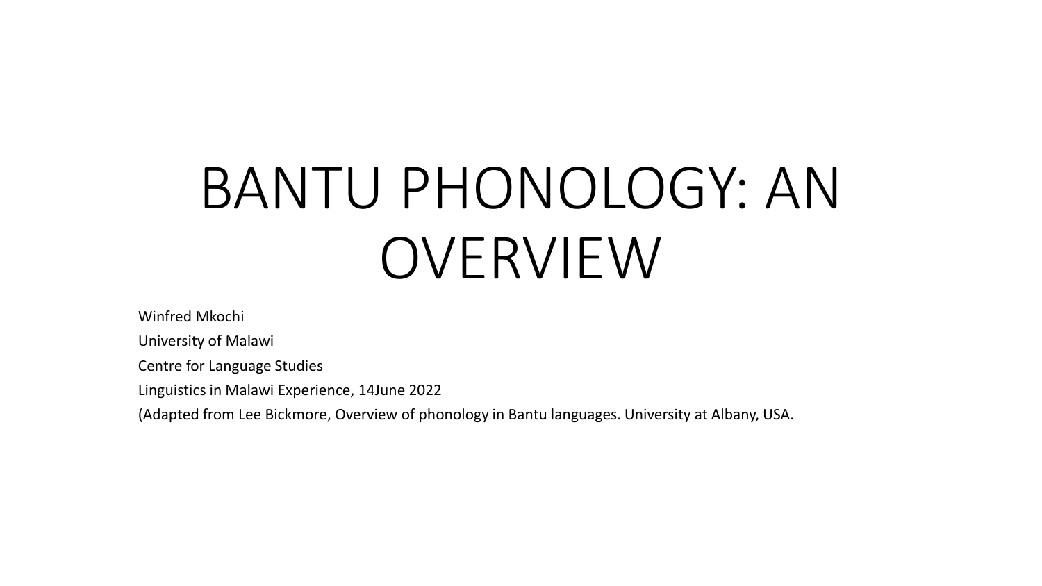# BANTU PHONOLOGY: AN OVERVIEW

Winfred Mkochi

University of Malawi

Centre for Language Studies

Linguistics in Malawi Experience, 14June 2022

(Adapted from Lee Bickmore, Overview of phonology in Bantu languages. University at Albany, USA.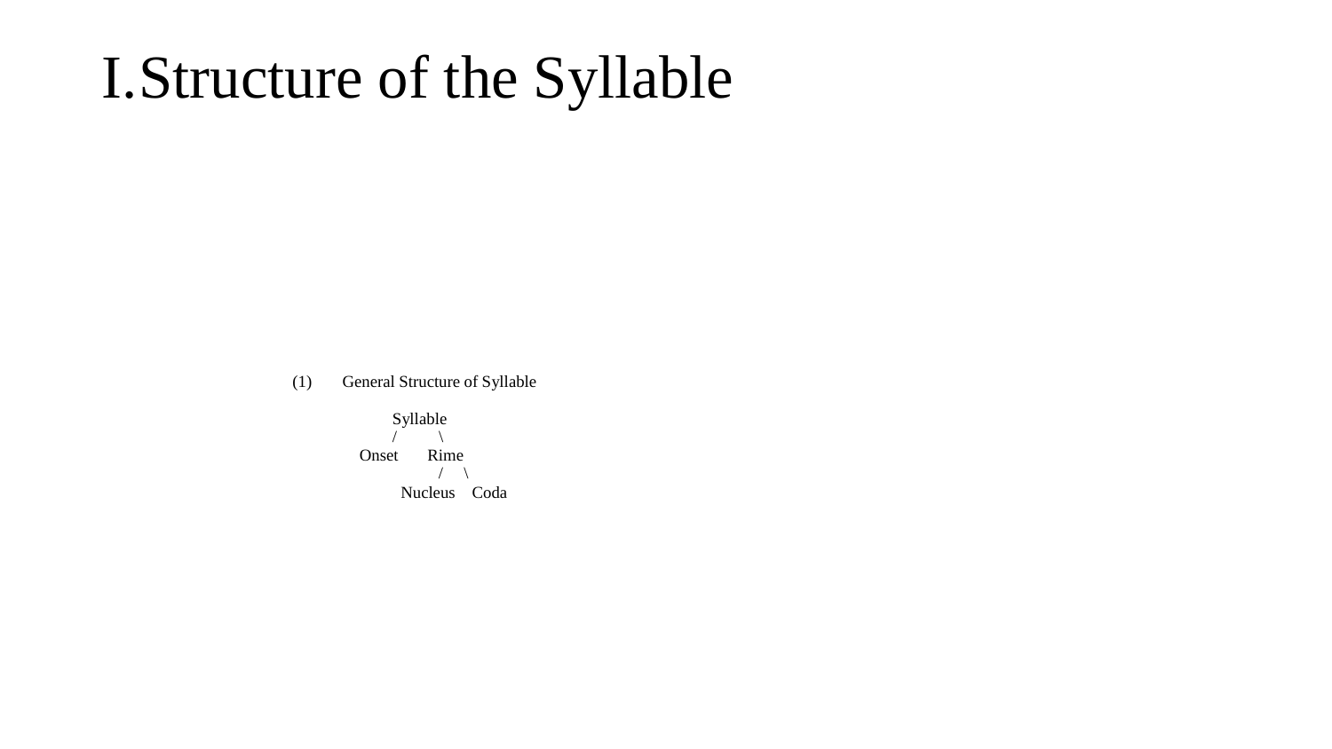# I. Structure of the Syllable

(1) General Structure of Syllable

```
         Syllable
         /      \
     Onset      Rime
               /    \
         Nucleus    Coda
```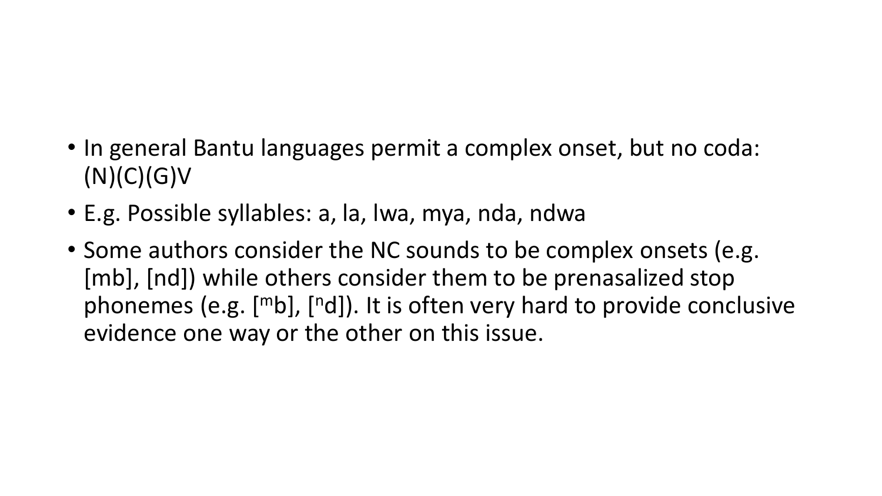- In general Bantu languages permit a complex onset, but no coda: (N)(C)(G)V
- E.g. Possible syllables: a, la, lwa, mya, nda, ndwa
- Some authors consider the NC sounds to be complex onsets (e.g. [mb], [nd]) while others consider them to be prenasalized stop phonemes (e.g. [ᵐb], [ⁿd]). It is often very hard to provide conclusive evidence one way or the other on this issue.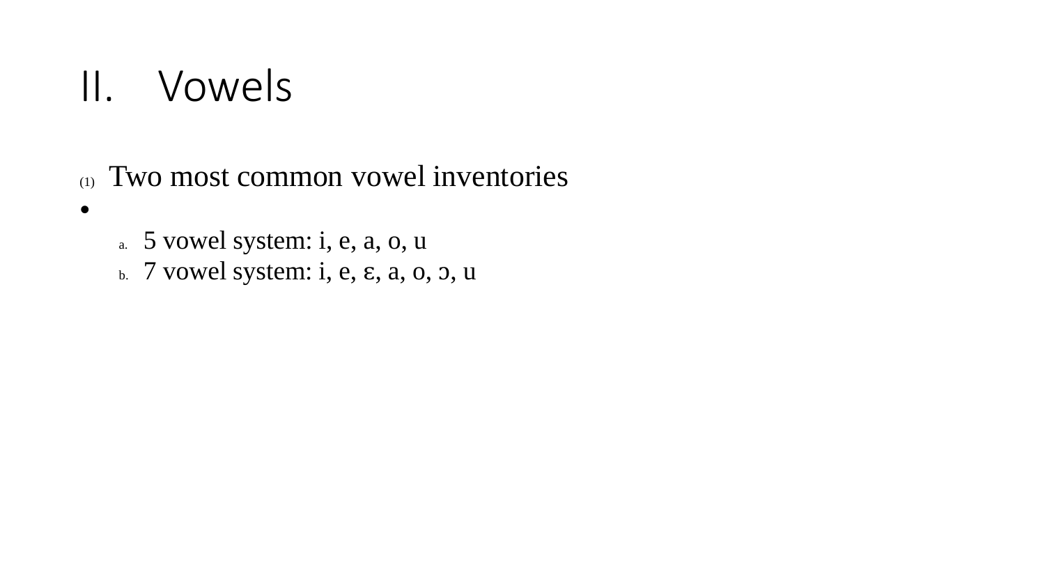# II. Vowels

(1) Two most common vowel inventories

- a. 5 vowel system: i, e, a, o, u
- b. 7 vowel system: i, e, ɛ, a, o, ɔ, u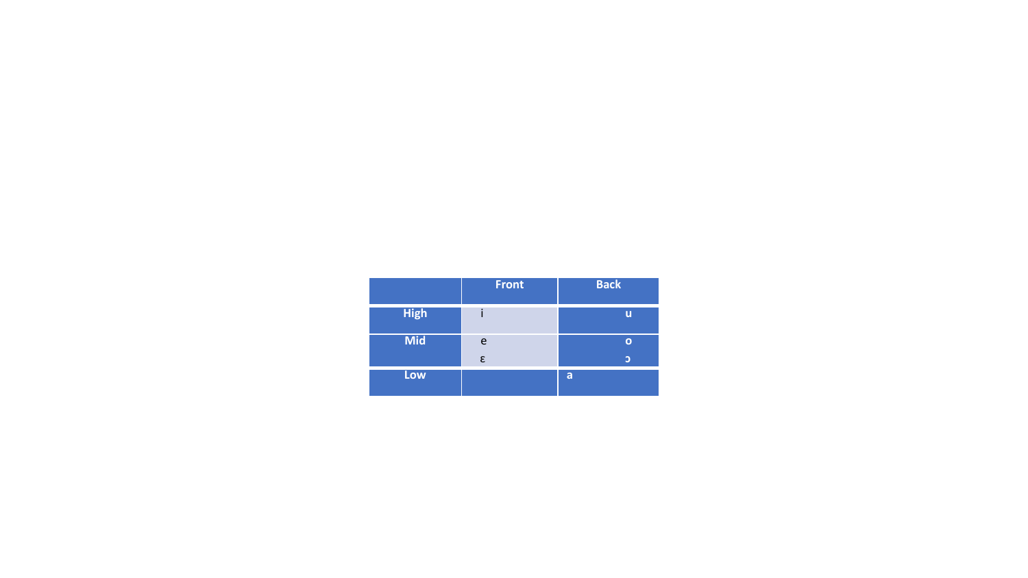| | Front | Back |
|---|---|---|
| High | i | u |
| Mid | e<br>ɛ | o<br>ɔ |
| Low | | a |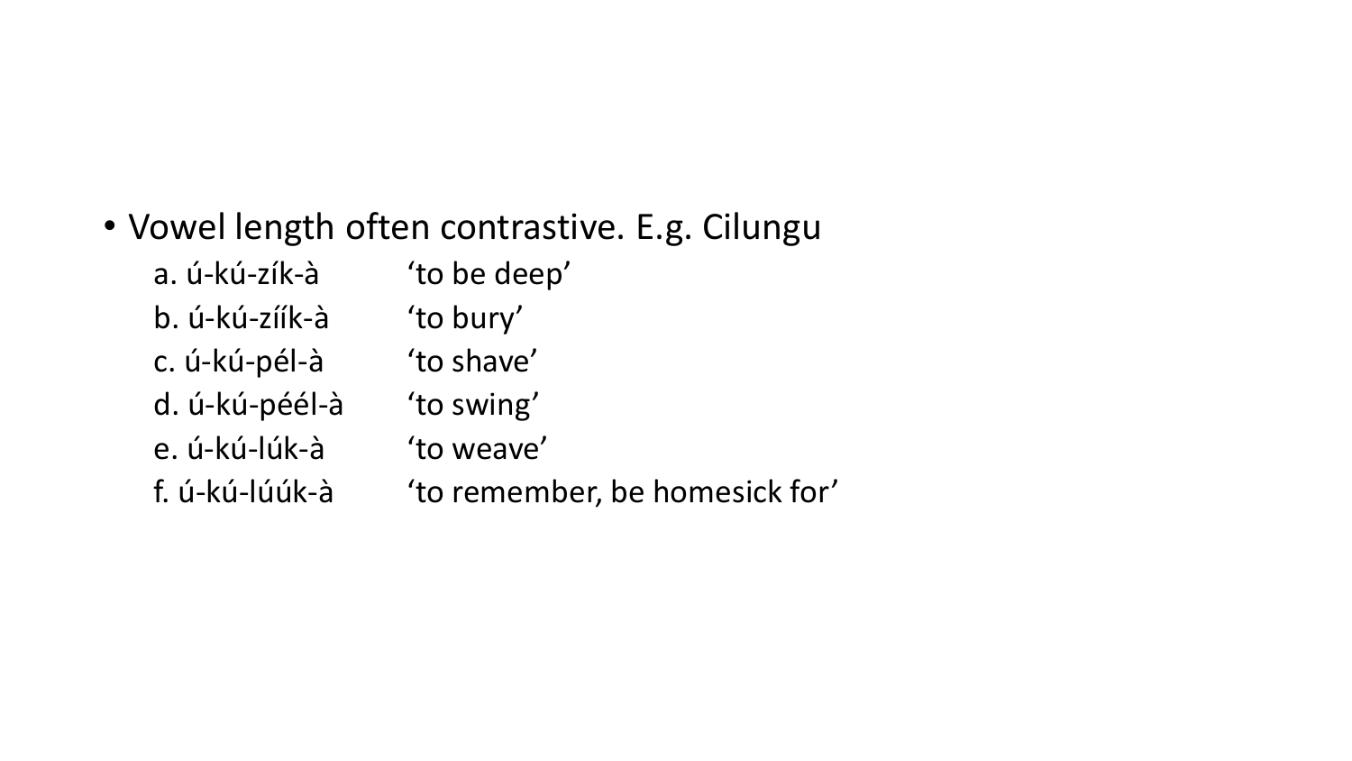- Vowel length often contrastive. E.g. Cilungu
  - a. ú-kú-zík-à  ‘to be deep’
  - b. ú-kú-zíík-à  ‘to bury’
  - c. ú-kú-pél-à  ‘to shave’
  - d. ú-kú-péél-à  ‘to swing’
  - e. ú-kú-lúk-à  ‘to weave’
  - f. ú-kú-lúúk-à  ‘to remember, be homesick for’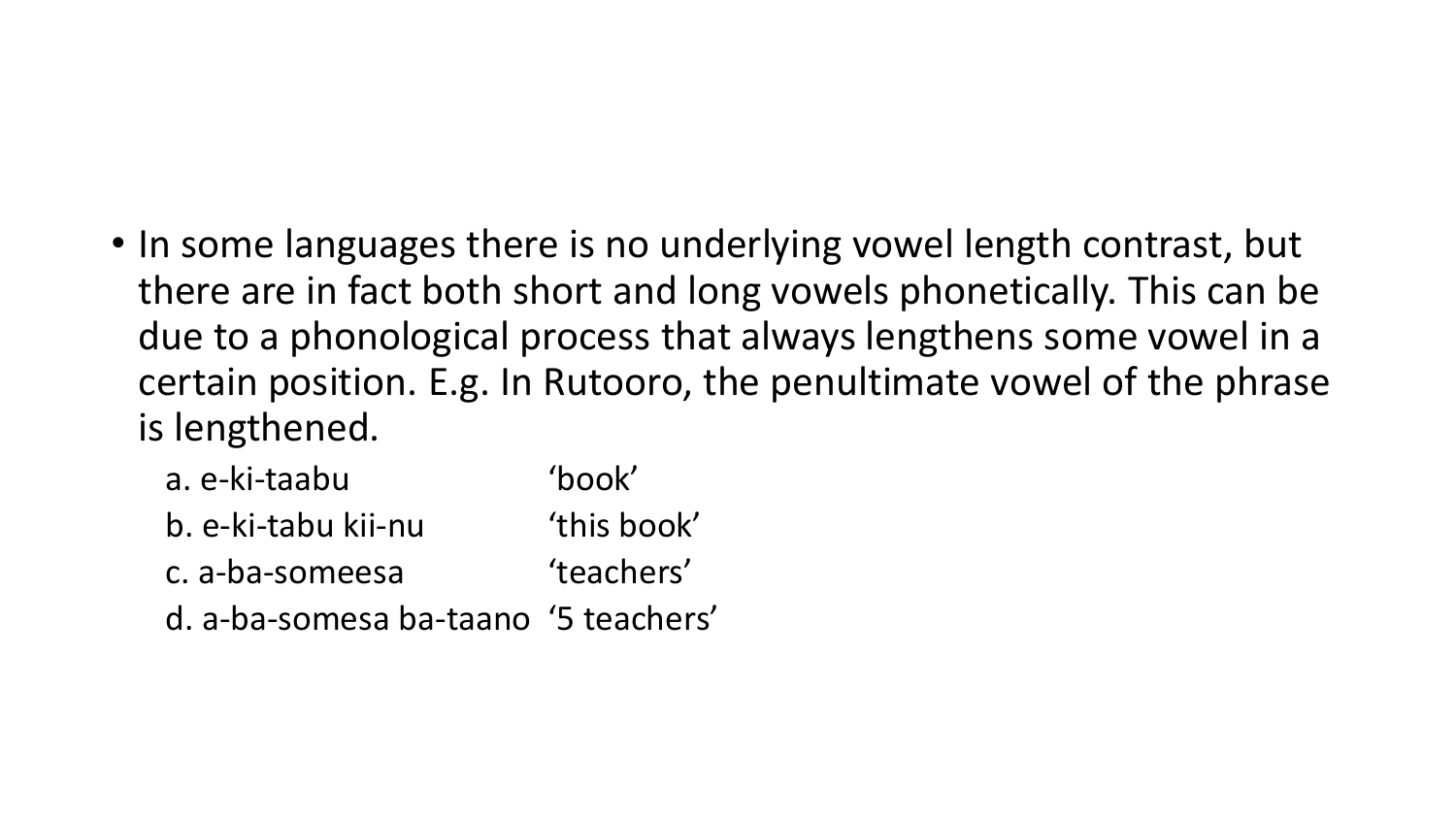- In some languages there is no underlying vowel length contrast, but there are in fact both short and long vowels phonetically. This can be due to a phonological process that always lengthens some vowel in a certain position. E.g. In Rutooro, the penultimate vowel of the phrase is lengthened.

| | |
|---|---|
| a. e-ki-taabu | ‘book’ |
| b. e-ki-tabu kii-nu | ‘this book’ |
| c. a-ba-someesa | ‘teachers’ |
| d. a-ba-somesa ba-taano | ‘5 teachers’ |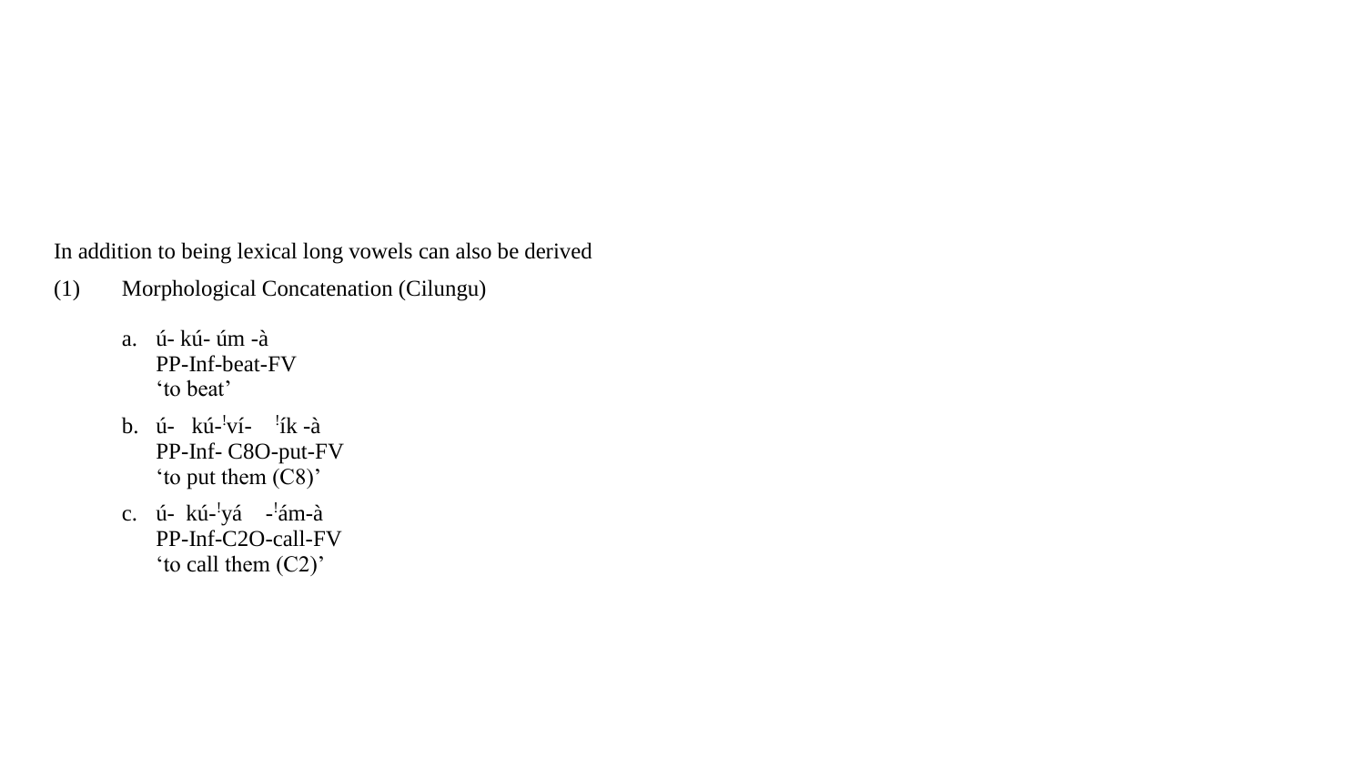In addition to being lexical long vowels can also be derived

(1) Morphological Concatenation (Cilungu)

a. ú- kú- úm -à
   PP-Inf-beat-FV
   ‘to beat’

b. ú- kú-ꜜví- ꜜík -à
   PP-Inf- C8O-put-FV
   ‘to put them (C8)’

c. ú- kú-ꜜyá -ꜜám-à
   PP-Inf-C2O-call-FV
   ‘to call them (C2)’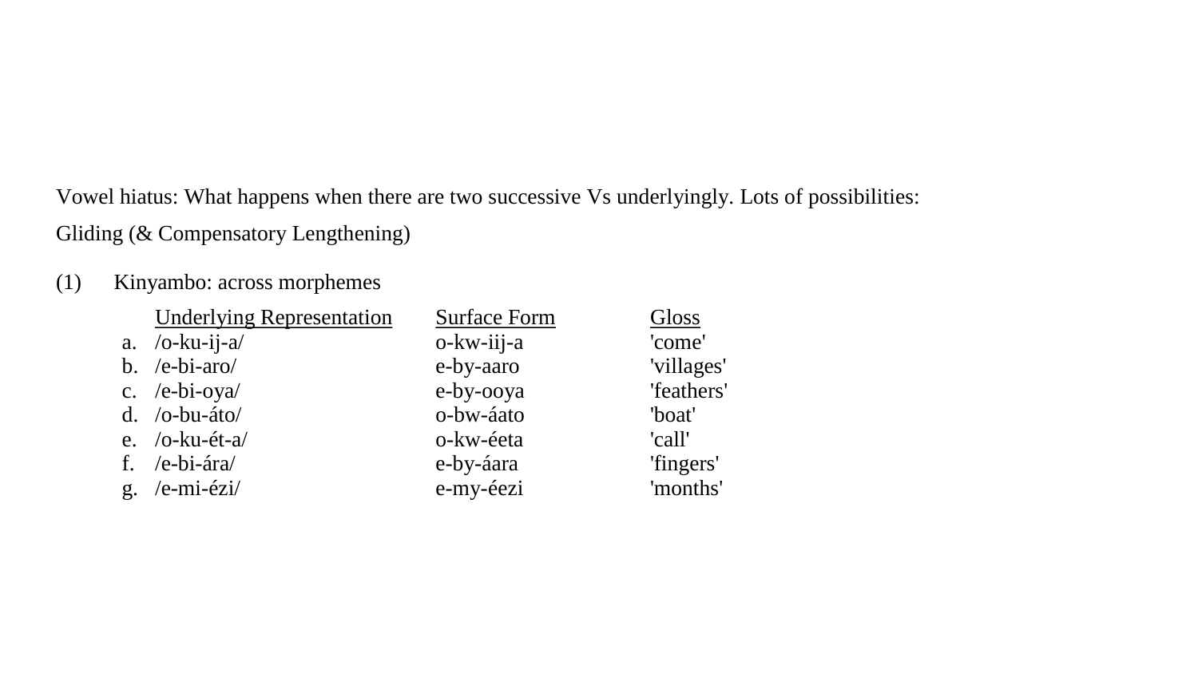Vowel hiatus: What happens when there are two successive Vs underlyingly. Lots of possibilities:

Gliding (& Compensatory Lengthening)

(1) Kinyambo: across morphemes

| | Underlying Representation | Surface Form | Gloss |
|---|---|---|---|
| a. | /o-ku-ij-a/ | o-kw-iij-a | 'come' |
| b. | /e-bi-aro/ | e-by-aaro | 'villages' |
| c. | /e-bi-oya/ | e-by-ooya | 'feathers' |
| d. | /o-bu-áto/ | o-bw-áato | 'boat' |
| e. | /o-ku-ét-a/ | o-kw-éeta | 'call' |
| f. | /e-bi-ára/ | e-by-áara | 'fingers' |
| g. | /e-mi-ézi/ | e-my-éezi | 'months' |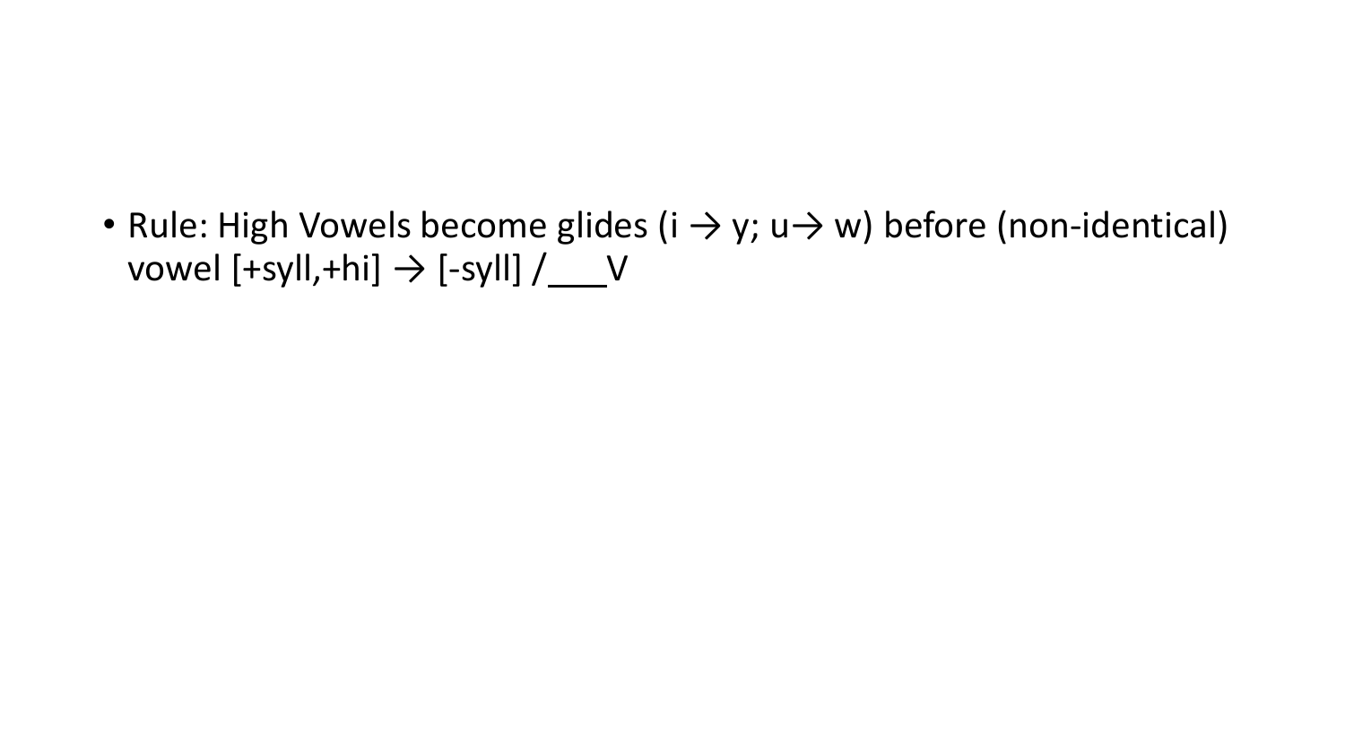- Rule: High Vowels become glides (i → y; u→ w) before (non-identical) vowel [+syll,+hi] → [-syll] /___V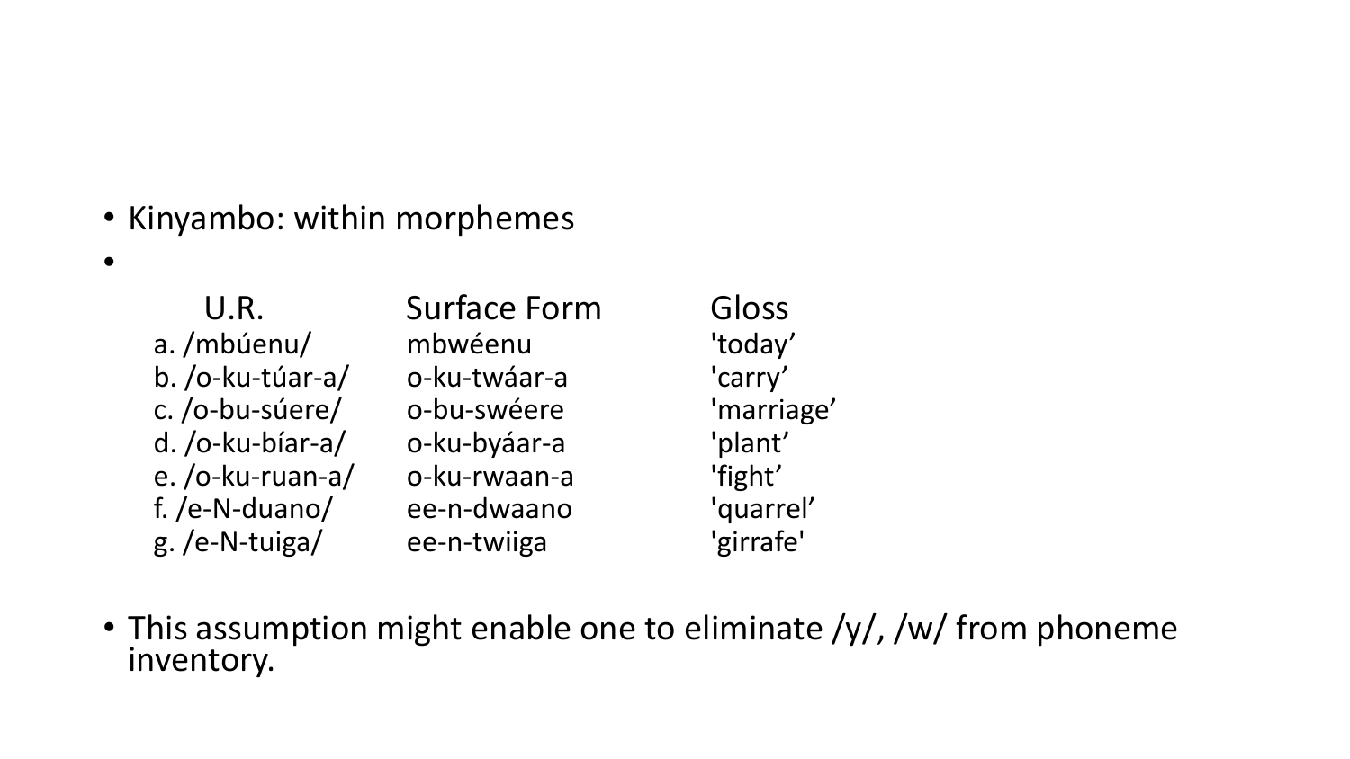- Kinyambo: within morphemes
-

| | U.R. | Surface Form | Gloss |
|---|---|---|---|
| a. | /mbúenu/ | mbwéenu | 'today’ |
| b. | /o-ku-túar-a/ | o-ku-twáar-a | 'carry’ |
| c. | /o-bu-súere/ | o-bu-swéere | 'marriage’ |
| d. | /o-ku-bíar-a/ | o-ku-byáar-a | 'plant’ |
| e. | /o-ku-ruan-a/ | o-ku-rwaan-a | 'fight’ |
| f. | /e-N-duano/ | ee-n-dwaano | 'quarrel’ |
| g. | /e-N-tuiga/ | ee-n-twiiga | 'girrafe' |

- This assumption might enable one to eliminate /y/, /w/ from phoneme inventory.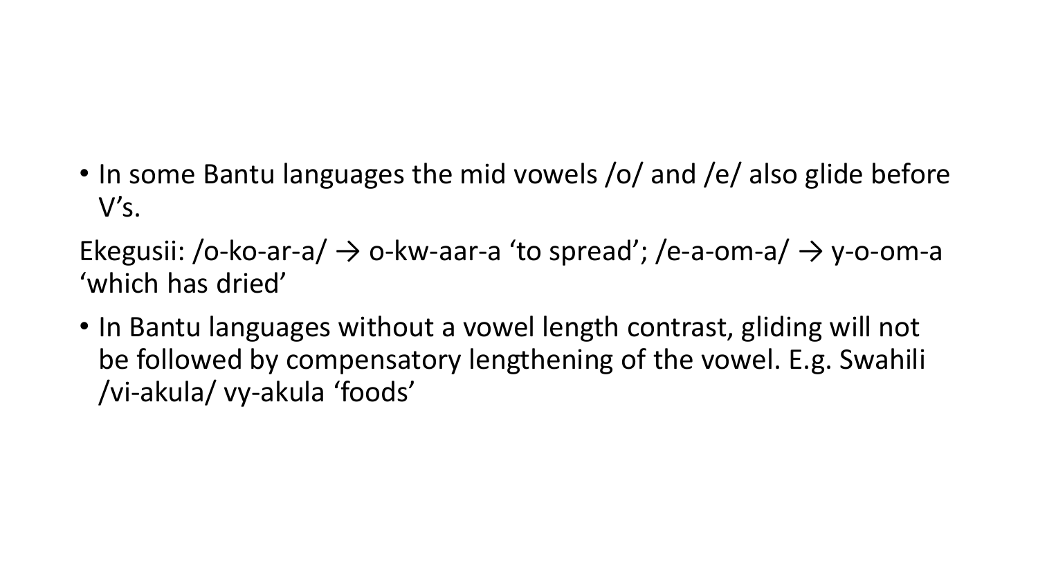- In some Bantu languages the mid vowels /o/ and /e/ also glide before V's.

Ekegusii: /o-ko-ar-a/ → o-kw-aar-a 'to spread'; /e-a-om-a/ → y-o-om-a 'which has dried'

- In Bantu languages without a vowel length contrast, gliding will not be followed by compensatory lengthening of the vowel. E.g. Swahili /vi-akula/ vy-akula 'foods'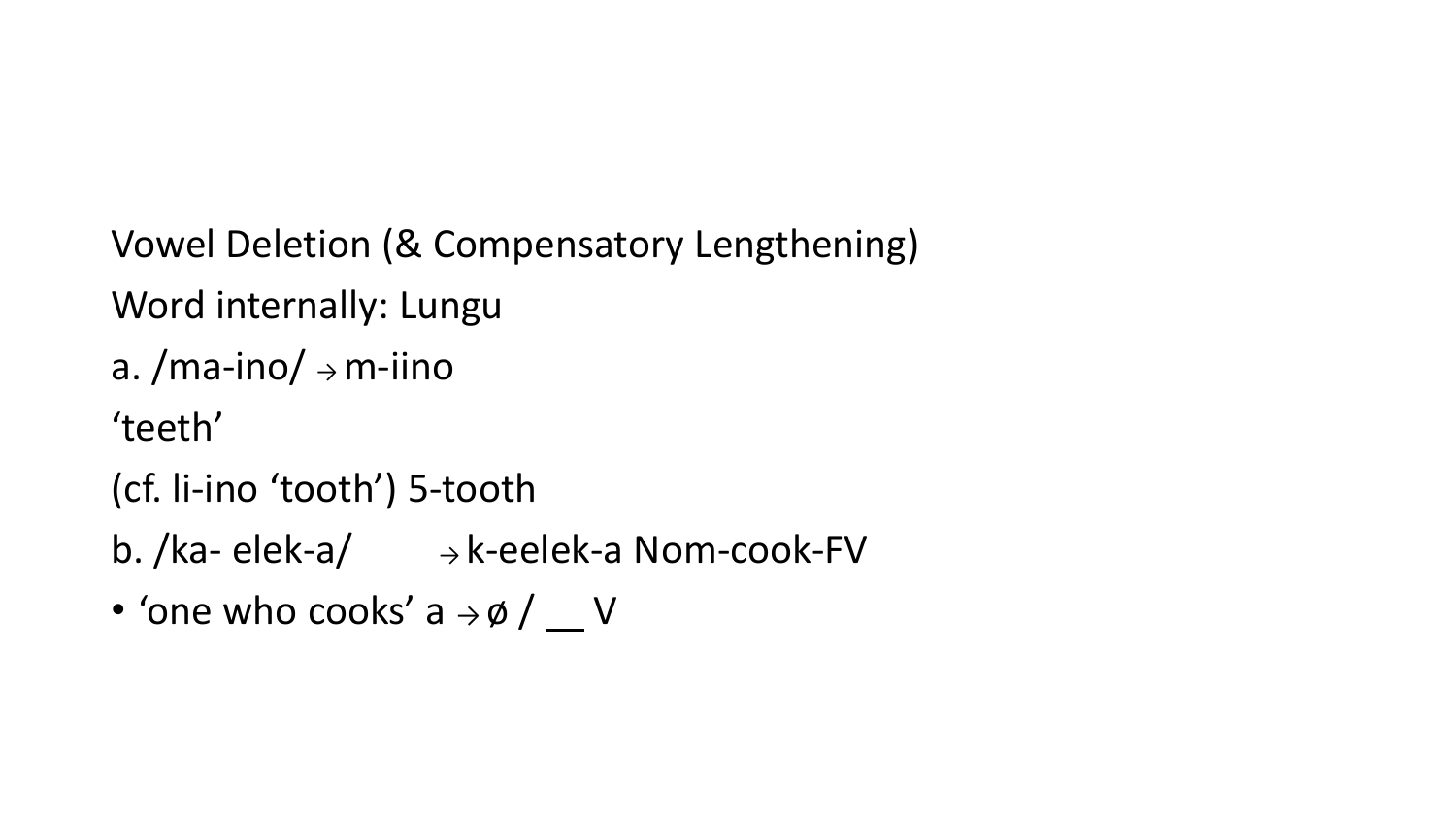Vowel Deletion (& Compensatory Lengthening)

Word internally: Lungu

a. /ma-ino/ → m-iino

'teeth'

(cf. li-ino 'tooth') 5-tooth

b. /ka- elek-a/ → k-eelek-a Nom-cook-FV

- 'one who cooks' a → ø / __ V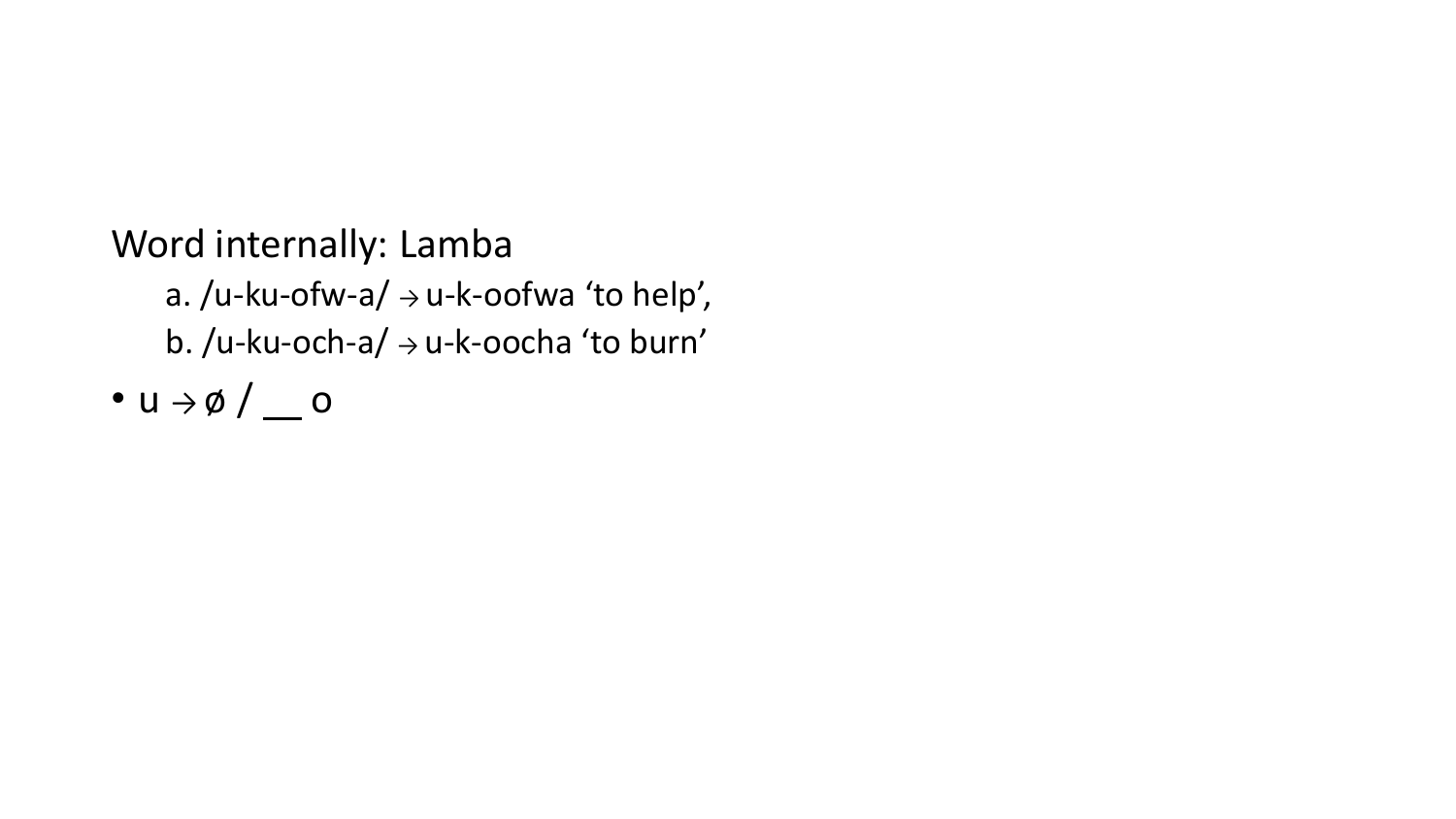Word internally: Lamba

a. /u-ku-ofw-a/ → u-k-oofwa 'to help',

b. /u-ku-och-a/ → u-k-oocha 'to burn'

- u → ø / __ o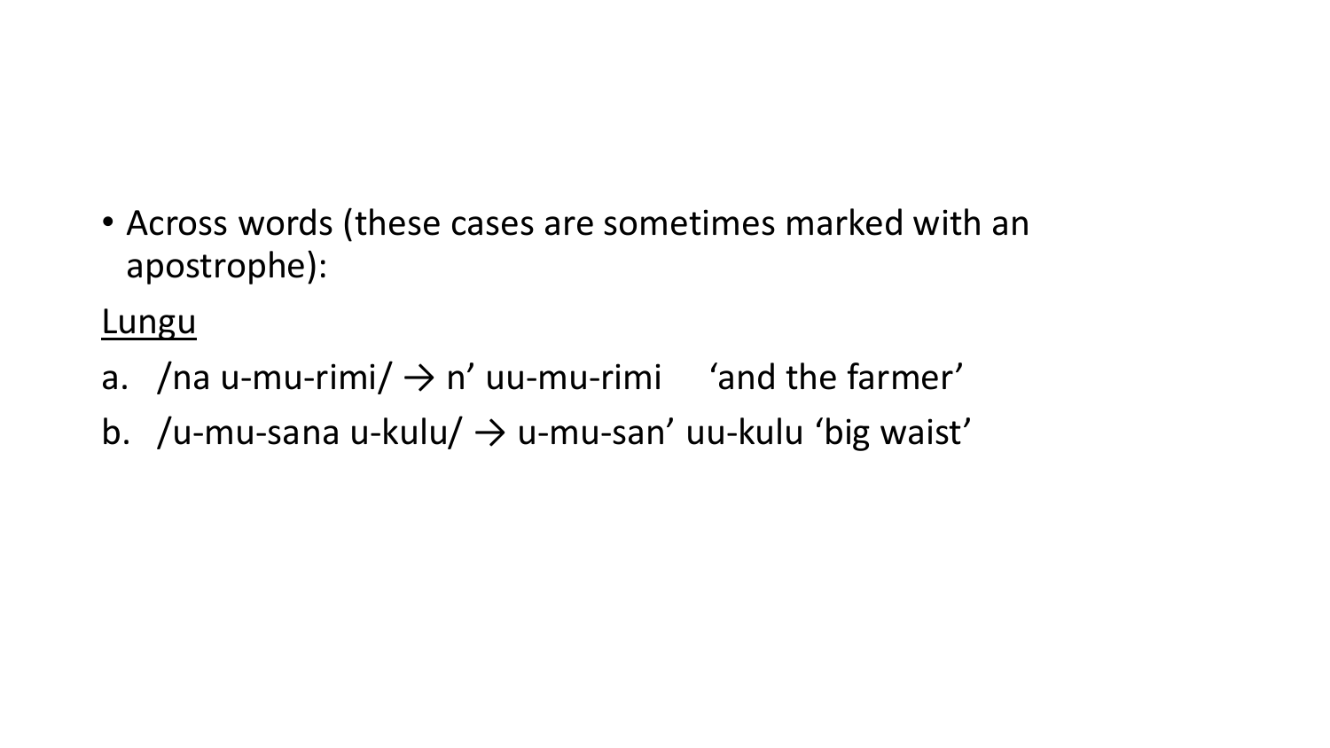- Across words (these cases are sometimes marked with an apostrophe):

<u>Lungu</u>

a. /na u-mu-rimi/ → n’ uu-mu-rimi ‘and the farmer’

b. /u-mu-sana u-kulu/ → u-mu-san’ uu-kulu ‘big waist’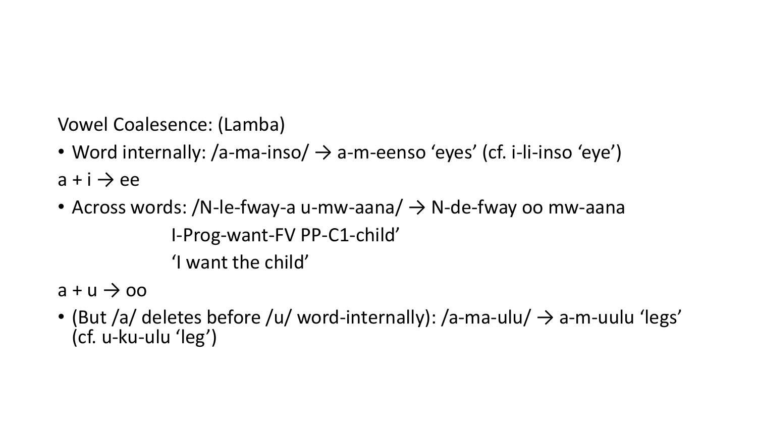Vowel Coalesence: (Lamba)

- Word internally: /a-ma-inso/ → a-m-eenso 'eyes' (cf. i-li-inso 'eye')

a + i → ee

- Across words: /N-le-fway-a u-mw-aana/ → N-de-fway oo mw-aana

  I-Prog-want-FV PP-C1-child'

  'I want the child'

a + u → oo

- (But /a/ deletes before /u/ word-internally): /a-ma-ulu/ → a-m-uulu 'legs' (cf. u-ku-ulu 'leg')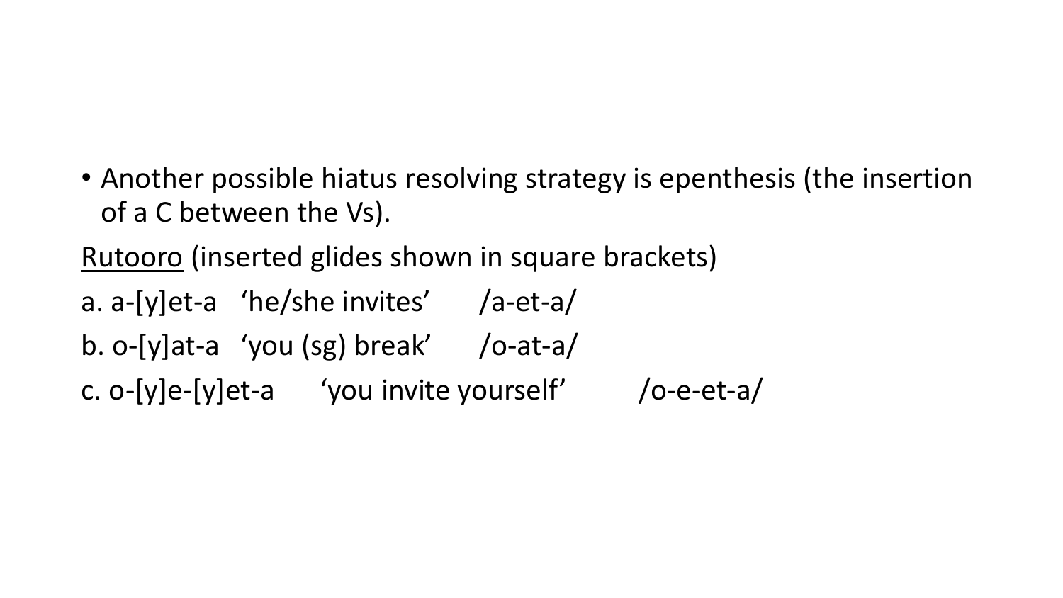- Another possible hiatus resolving strategy is epenthesis (the insertion of a C between the Vs).

<u>Rutooro</u> (inserted glides shown in square brackets)

a. a-[y]et-a ‘he/she invites’ /a-et-a/

b. o-[y]at-a ‘you (sg) break’ /o-at-a/

c. o-[y]e-[y]et-a ‘you invite yourself’ /o-e-et-a/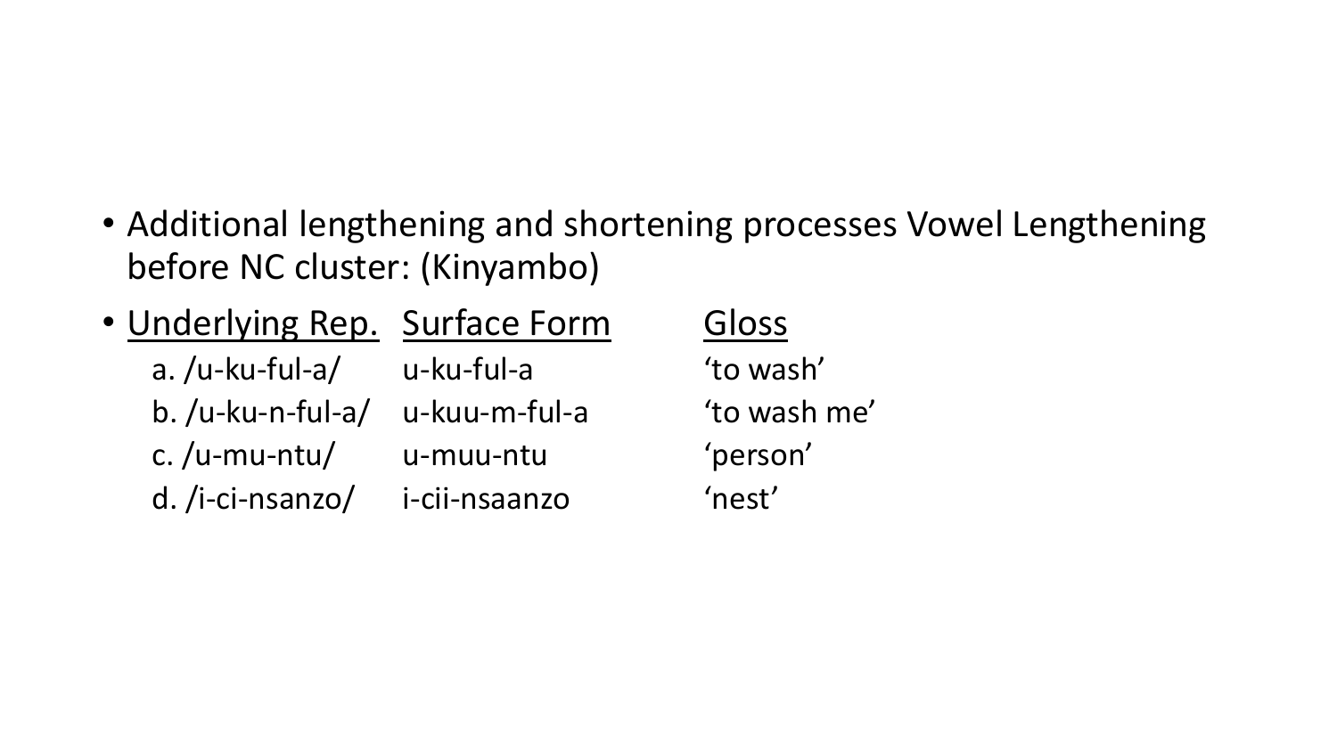- Additional lengthening and shortening processes Vowel Lengthening before NC cluster: (Kinyambo)

| Underlying Rep. | Surface Form | Gloss |
| --- | --- | --- |
| a. /u-ku-ful-a/ | u-ku-ful-a | 'to wash' |
| b. /u-ku-n-ful-a/ | u-kuu-m-ful-a | 'to wash me' |
| c. /u-mu-ntu/ | u-muu-ntu | 'person' |
| d. /i-ci-nsanzo/ | i-cii-nsaanzo | 'nest' |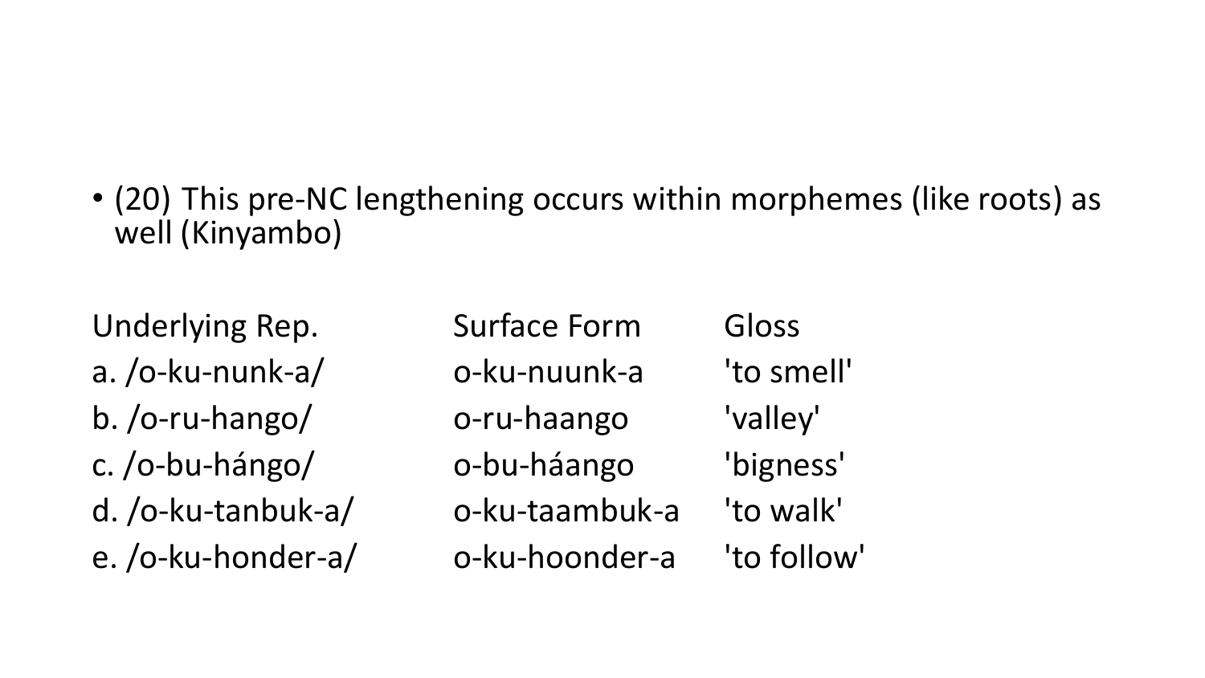- (20) This pre-NC lengthening occurs within morphemes (like roots) as well (Kinyambo)

| Underlying Rep. | Surface Form | Gloss |
|---|---|---|
| a. /o-ku-nunk-a/ | o-ku-nuunk-a | 'to smell' |
| b. /o-ru-hango/ | o-ru-haango | 'valley' |
| c. /o-bu-hángo/ | o-bu-háango | 'bigness' |
| d. /o-ku-tanbuk-a/ | o-ku-taambuk-a | 'to walk' |
| e. /o-ku-honder-a/ | o-ku-hoonder-a | 'to follow' |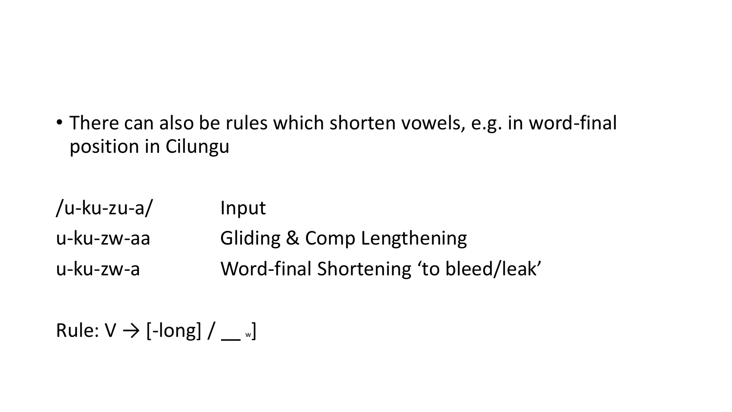- There can also be rules which shorten vowels, e.g. in word-final position in Cilungu

| | |
|---|---|
| /u-ku-zu-a/ | Input |
| u-ku-zw-aa | Gliding & Comp Lengthening |
| u-ku-zw-a | Word-final Shortening 'to bleed/leak' |

Rule: V → [-long] / __ $_w$]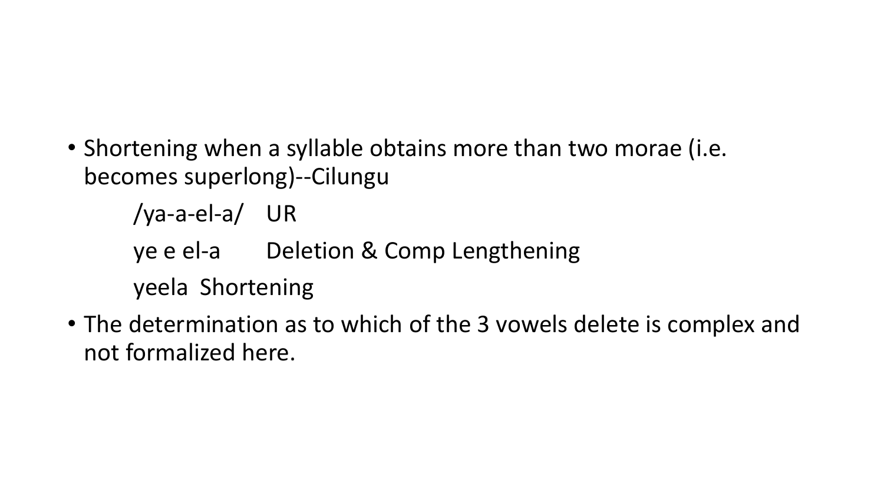- Shortening when a syllable obtains more than two morae (i.e. becomes superlong)--Cilungu

  /ya-a-el-a/ UR

  ye e el-a Deletion & Comp Lengthening

  yeela Shortening

- The determination as to which of the 3 vowels delete is complex and not formalized here.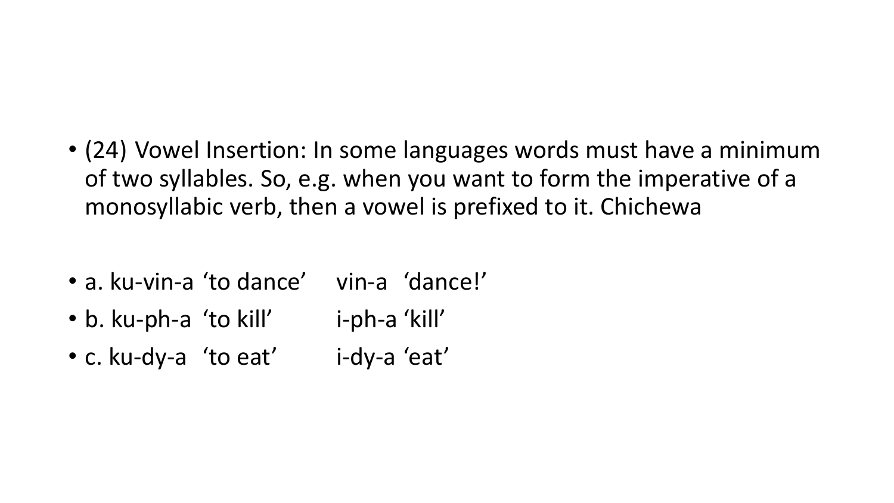- (24) Vowel Insertion: In some languages words must have a minimum of two syllables. So, e.g. when you want to form the imperative of a monosyllabic verb, then a vowel is prefixed to it. Chichewa

- a. ku-vin-a ‘to dance’ vin-a ‘dance!’
- b. ku-ph-a ‘to kill’ i-ph-a ‘kill’
- c. ku-dy-a ‘to eat’ i-dy-a ‘eat’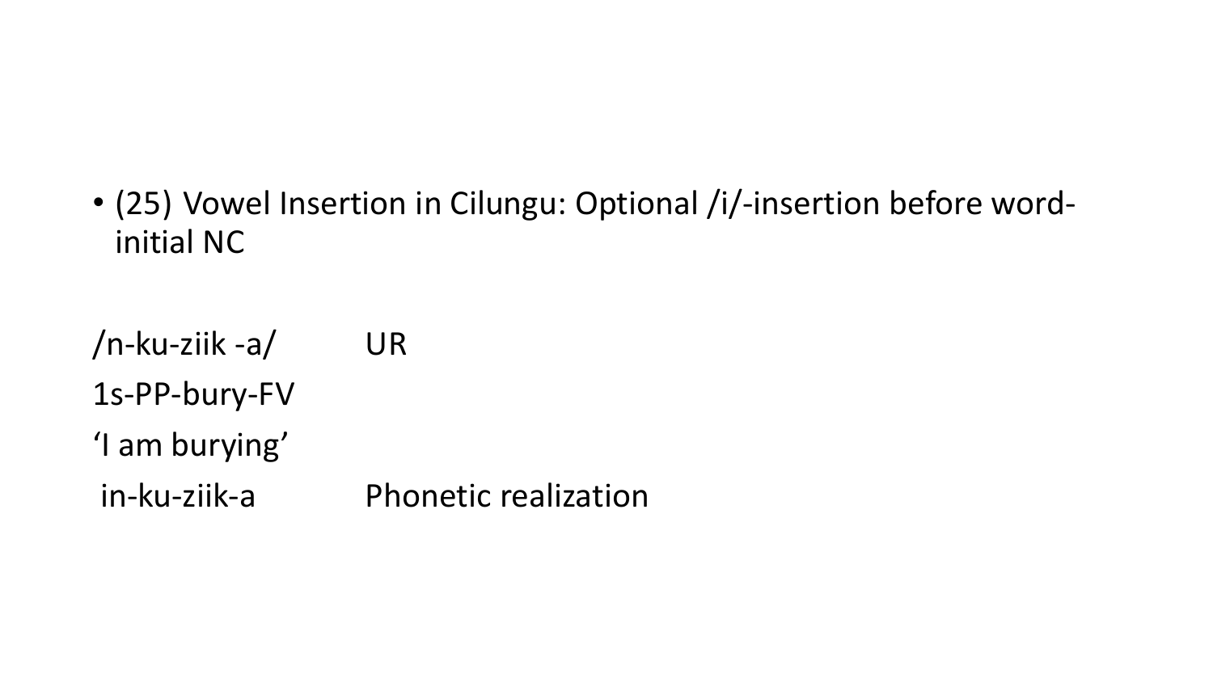- (25) Vowel Insertion in Cilungu: Optional /i/-insertion before word-initial NC

| | |
|---|---|
| /n-ku-ziik -a/ | UR |
| 1s-PP-bury-FV | |
| ‘I am burying’ | |
| in-ku-ziik-a | Phonetic realization |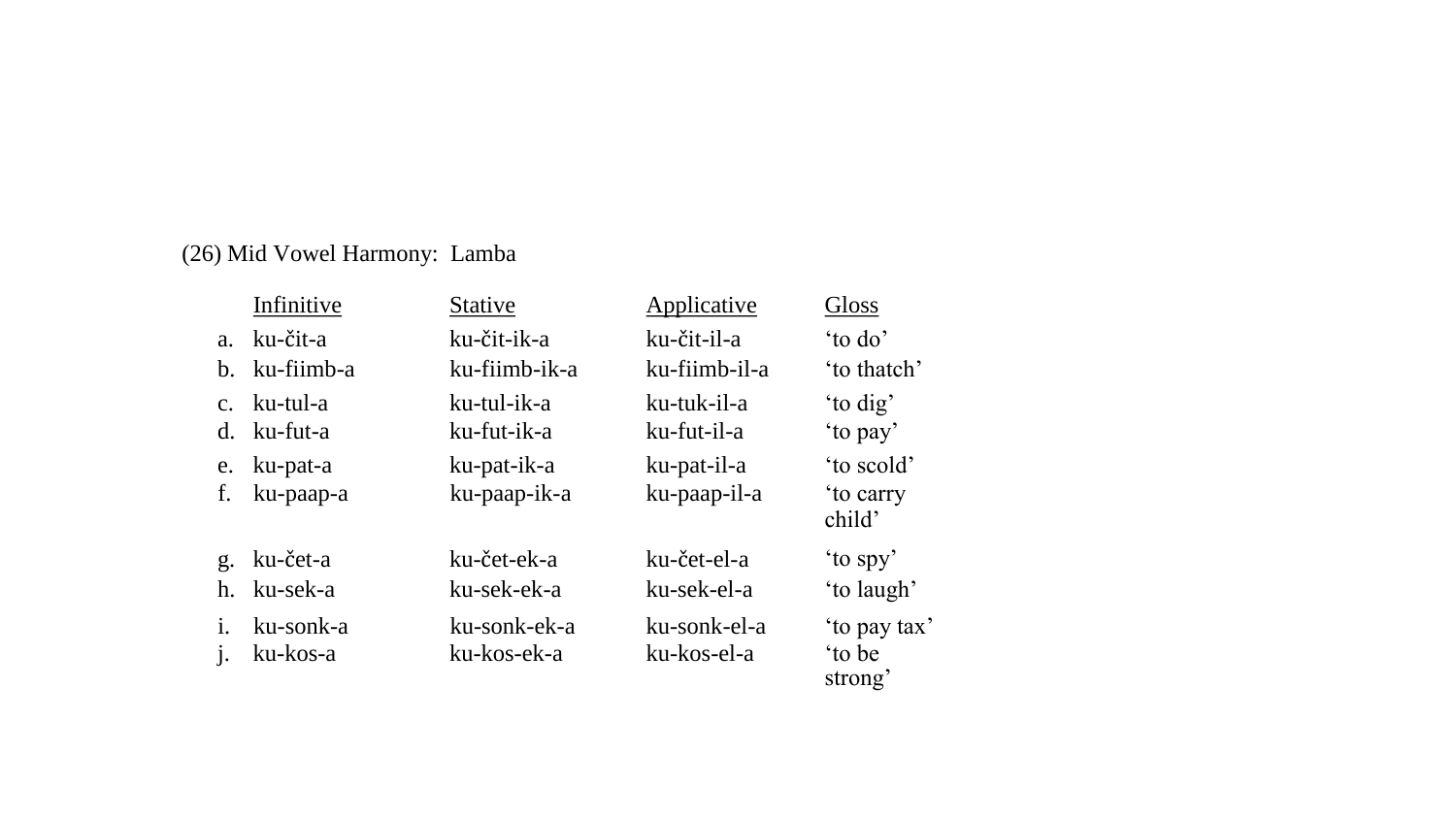(26) Mid Vowel Harmony:  Lamba

| | Infinitive | Stative | Applicative | Gloss |
|---|---|---|---|---|
| a. | ku-čit-a | ku-čit-ik-a | ku-čit-il-a | 'to do' |
| b. | ku-fiimb-a | ku-fiimb-ik-a | ku-fiimb-il-a | 'to thatch' |
| c. | ku-tul-a | ku-tul-ik-a | ku-tuk-il-a | 'to dig' |
| d. | ku-fut-a | ku-fut-ik-a | ku-fut-il-a | 'to pay' |
| e. | ku-pat-a | ku-pat-ik-a | ku-pat-il-a | 'to scold' |
| f. | ku-paap-a | ku-paap-ik-a | ku-paap-il-a | 'to carry child' |
| g. | ku-čet-a | ku-čet-ek-a | ku-čet-el-a | 'to spy' |
| h. | ku-sek-a | ku-sek-ek-a | ku-sek-el-a | 'to laugh' |
| i. | ku-sonk-a | ku-sonk-ek-a | ku-sonk-el-a | 'to pay tax' |
| j. | ku-kos-a | ku-kos-ek-a | ku-kos-el-a | 'to be strong' |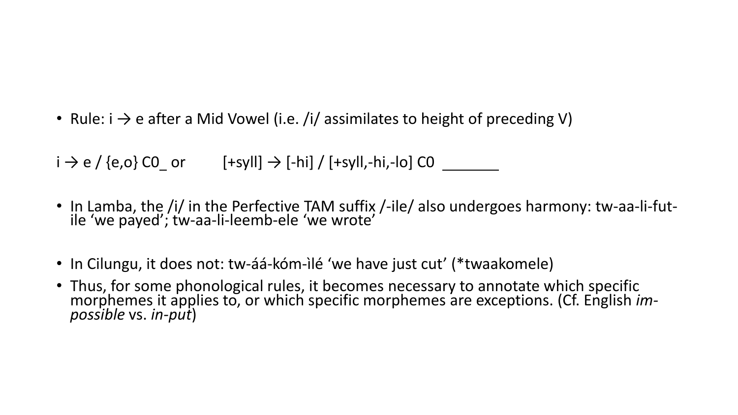- Rule: i → e after a Mid Vowel (i.e. /i/ assimilates to height of preceding V)

i → e / {e,o} C0_ or [+syll] → [-hi] / [+syll,-hi,-lo] C0 ______

- In Lamba, the /i/ in the Perfective TAM suffix /-ile/ also undergoes harmony: tw-aa-li-fut-ile ‘we payed’; tw-aa-li-leemb-ele ‘we wrote’

- In Cilungu, it does not: tw-áá-kóm-ìlé ‘we have just cut’ (*twaakomele)
- Thus, for some phonological rules, it becomes necessary to annotate which specific morphemes it applies to, or which specific morphemes are exceptions. (Cf. English *im-possible* vs. *in-put*)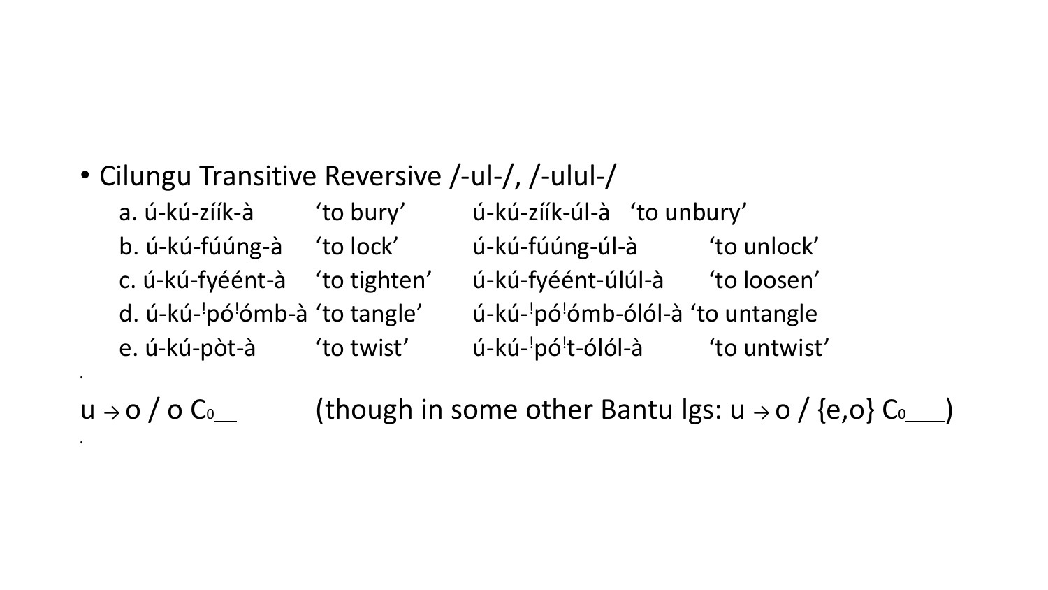- Cilungu Transitive Reversive /-ul-/, /-ulul-/

| | | | |
|---|---|---|---|
| a. ú-kú-zíík-à | ‘to bury’ | ú-kú-zíík-úl-à | ‘to unbury’ |
| b. ú-kú-fúúng-à | ‘to lock’ | ú-kú-fúúng-úl-à | ‘to unlock’ |
| c. ú-kú-fyéént-à | ‘to tighten’ | ú-kú-fyéént-úlúl-à | ‘to loosen’ |
| d. ú-kú-ꜜpóꜜómb-à | ‘to tangle’ | ú-kú-ꜜpóꜜómb-ólól-à | ‘to untangle |
| e. ú-kú-pòt-à | ‘to twist’ | ú-kú-ꜜpóꜜt-ólól-à | ‘to untwist’ |

u → o / o $C_0$\_\_ (though in some other Bantu lgs: u → o / {e,o} $C_0$\_\_\_)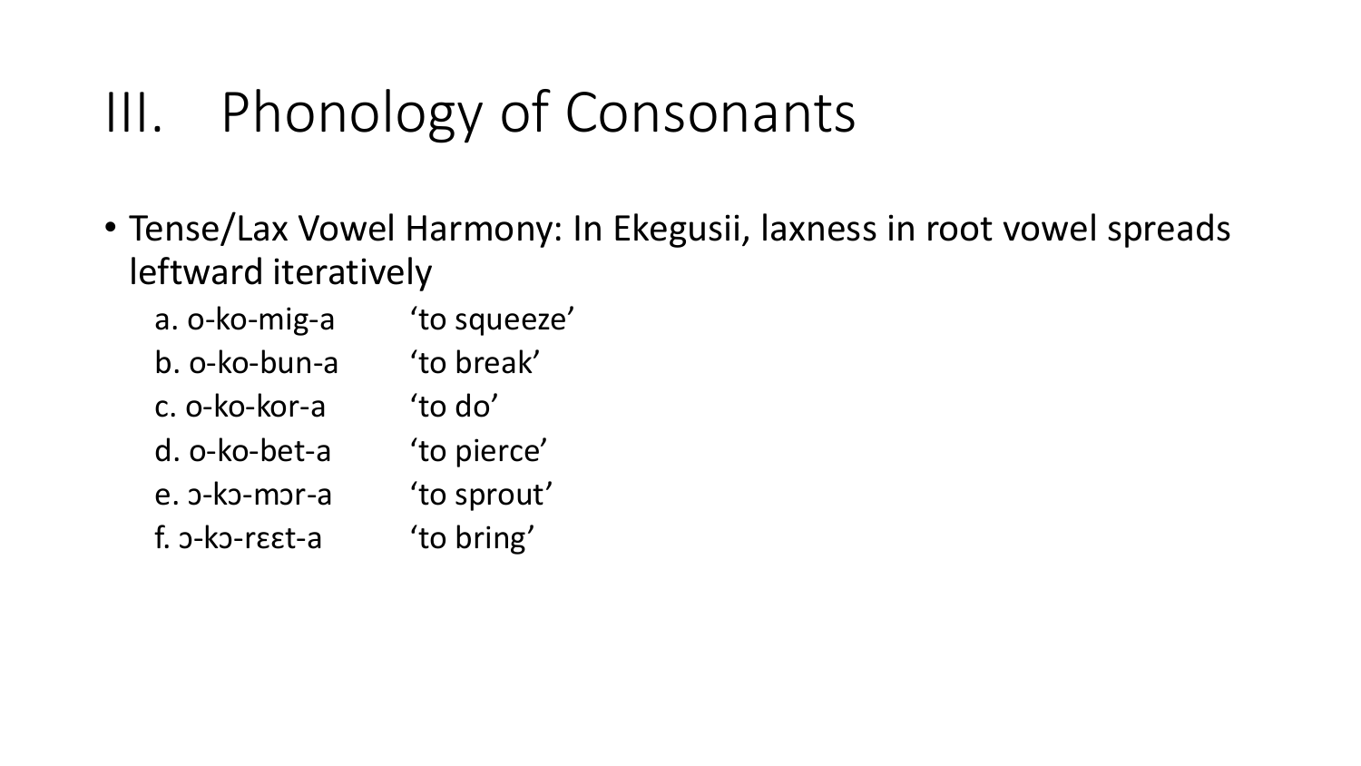# III. Phonology of Consonants

- Tense/Lax Vowel Harmony: In Ekegusii, laxness in root vowel spreads leftward iteratively

  a. o-ko-mig-a ‘to squeeze’
  b. o-ko-bun-a ‘to break’
  c. o-ko-kor-a ‘to do’
  d. o-ko-bet-a ‘to pierce’
  e. ɔ-kɔ-mɔr-a ‘to sprout’
  f. ɔ-kɔ-rɛɛt-a ‘to bring’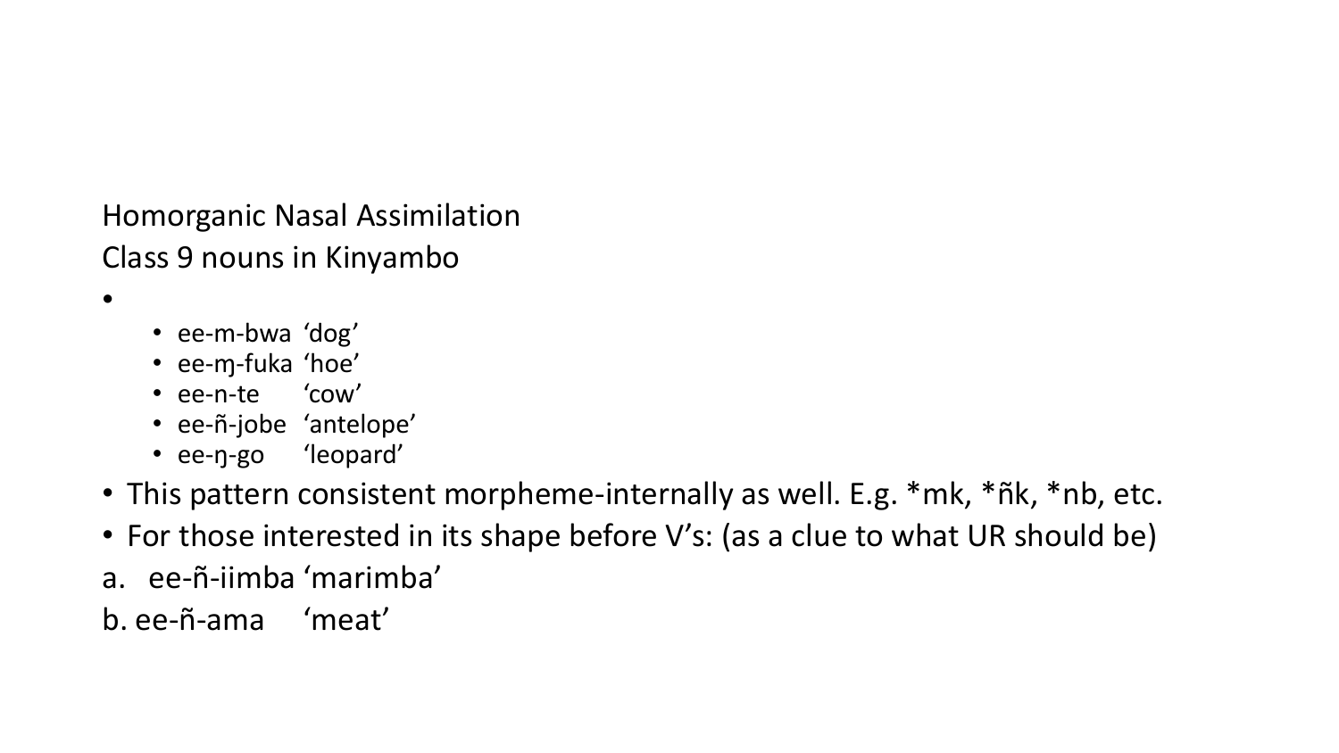Homorganic Nasal Assimilation

Class 9 nouns in Kinyambo

- 
  - ee-m-bwa 'dog'
  - ee-ɱ-fuka 'hoe'
  - ee-n-te 'cow'
  - ee-ñ-jobe 'antelope'
  - ee-ŋ-go 'leopard'
- This pattern consistent morpheme-internally as well. E.g. *mk, *ñk, *nb, etc.
- For those interested in its shape before V's: (as a clue to what UR should be)

a. ee-ñ-iimba 'marimba'

b. ee-ñ-ama 'meat'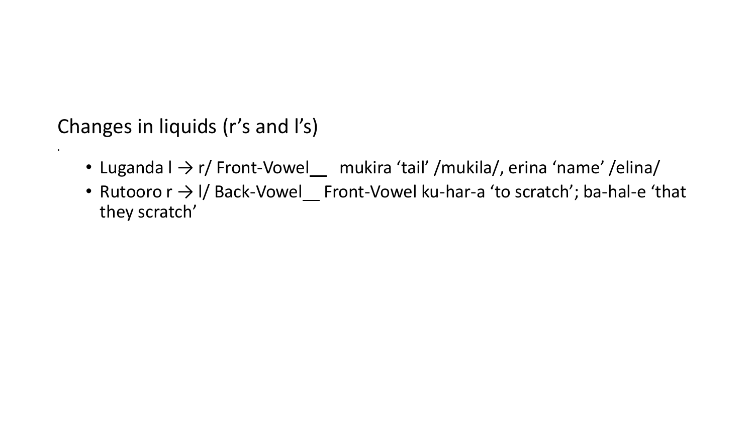## Changes in liquids (r's and l's)

- Luganda l → r/ Front-Vowel__ mukira 'tail' /mukila/, erina 'name' /elina/
- Rutooro r → l/ Back-Vowel__ Front-Vowel ku-har-a 'to scratch'; ba-hal-e 'that they scratch'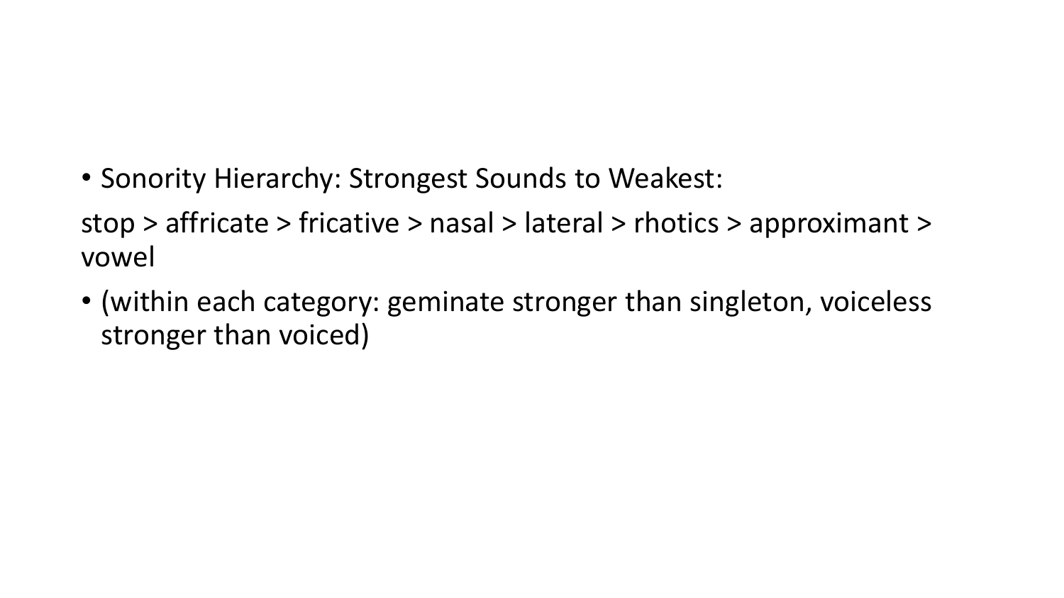- Sonority Hierarchy: Strongest Sounds to Weakest:

stop > affricate > fricative > nasal > lateral > rhotics > approximant > vowel

- (within each category: geminate stronger than singleton, voiceless stronger than voiced)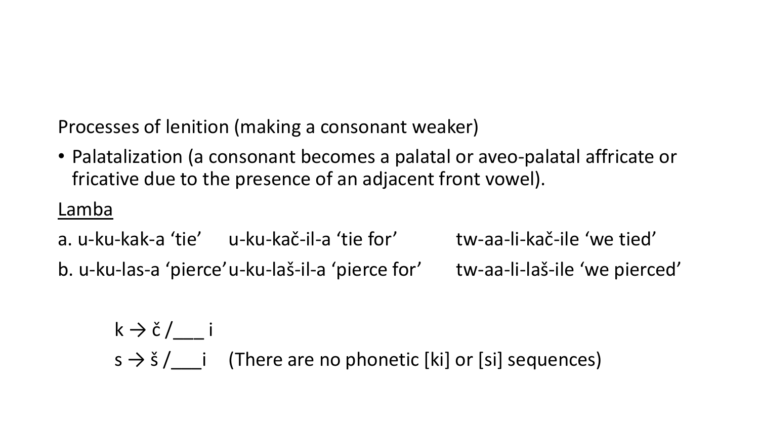Processes of lenition (making a consonant weaker)

- Palatalization (a consonant becomes a palatal or aveo-palatal affricate or fricative due to the presence of an adjacent front vowel).

<u>Lamba</u>

a. u-ku-kak-a 'tie'   u-ku-kač-il-a 'tie for'   tw-aa-li-kač-ile 'we tied'

b. u-ku-las-a 'pierce' u-ku-laš-il-a 'pierce for'   tw-aa-li-laš-ile 'we pierced'

k → č /___ i

s → š /___i   (There are no phonetic [ki] or [si] sequences)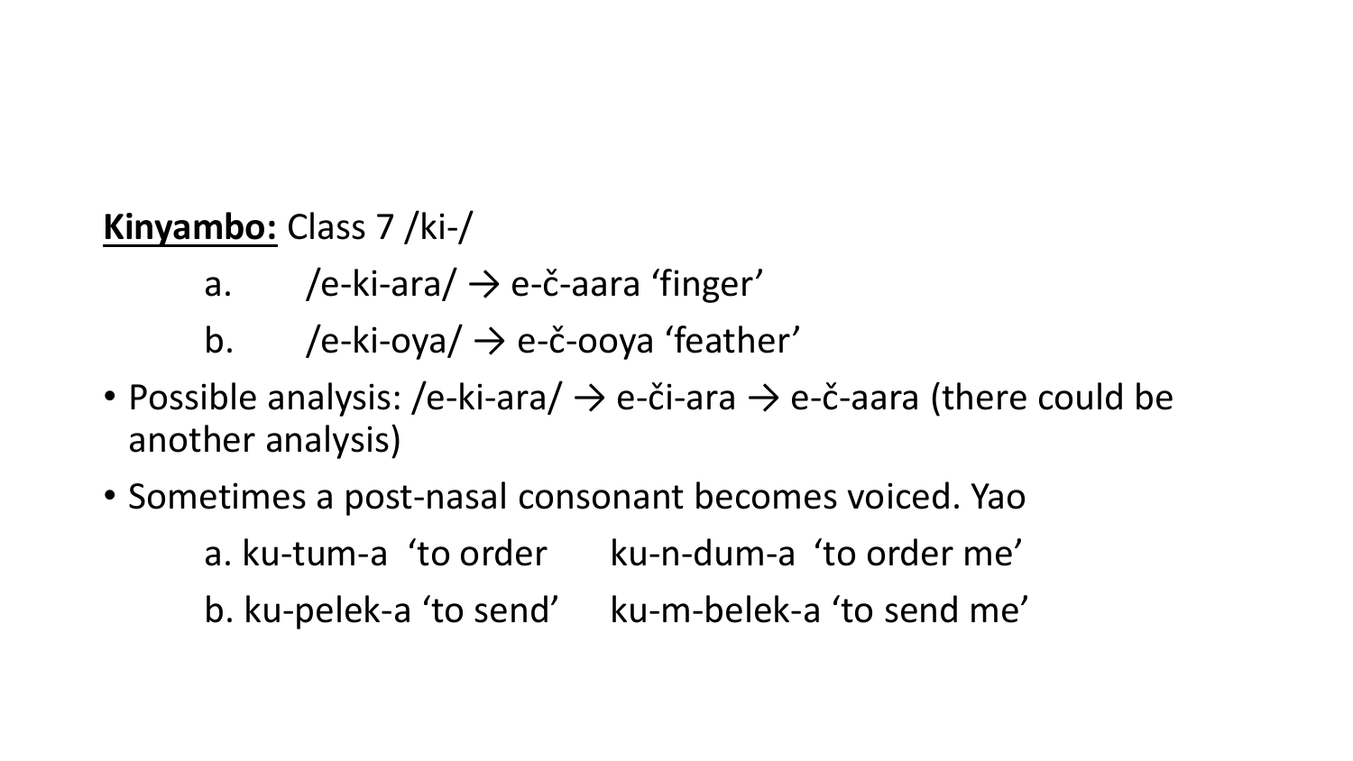**<u>Kinyambo:</u>** Class 7 /ki-/

a. /e-ki-ara/ → e-č-aara ‘finger’

b. /e-ki-oya/ → e-č-ooya ‘feather’

- Possible analysis: /e-ki-ara/ → e-či-ara → e-č-aara (there could be another analysis)
- Sometimes a post-nasal consonant becomes voiced. Yao

a. ku-tum-a ‘to order ku-n-dum-a ‘to order me’

b. ku-pelek-a ‘to send’ ku-m-belek-a ‘to send me’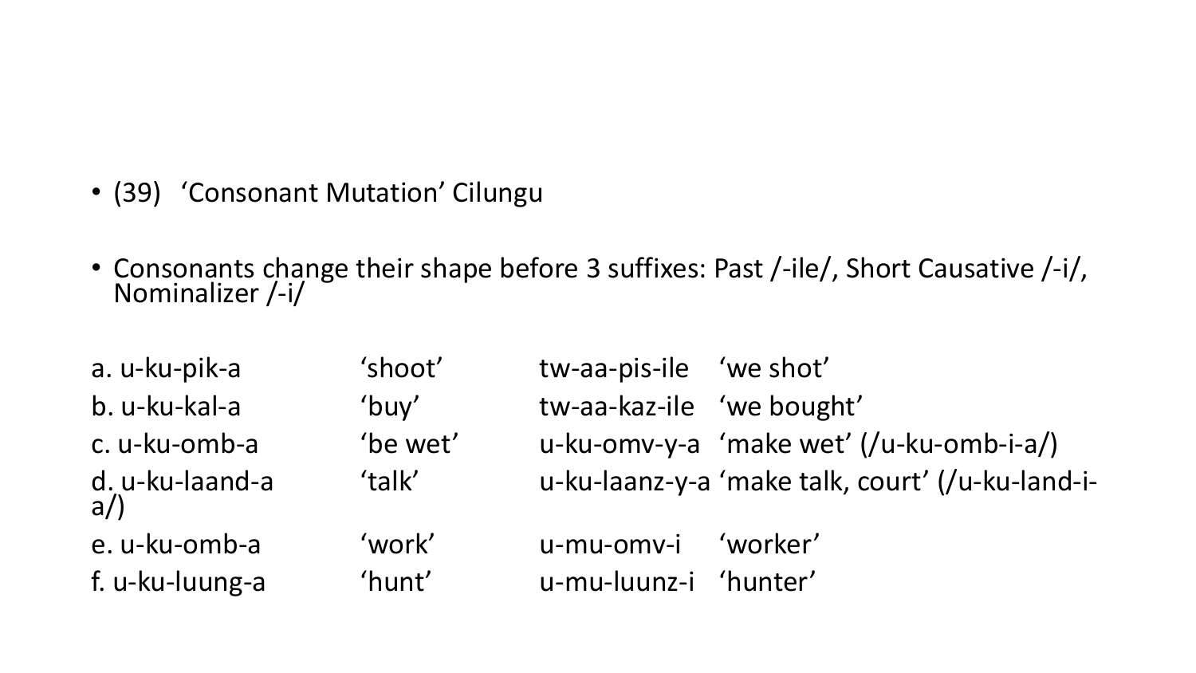- (39) 'Consonant Mutation' Cilungu

- Consonants change their shape before 3 suffixes: Past /-ile/, Short Causative /-i/, Nominalizer /-i/

| | | | |
|---|---|---|---|
| a. u-ku-pik-a | 'shoot' | tw-aa-pis-ile | 'we shot' |
| b. u-ku-kal-a | 'buy' | tw-aa-kaz-ile | 'we bought' |
| c. u-ku-omb-a | 'be wet' | u-ku-omv-y-a | 'make wet' (/u-ku-omb-i-a/) |
| d. u-ku-laand-a | 'talk' | u-ku-laanz-y-a | 'make talk, court' (/u-ku-land-i-a/) |
| e. u-ku-omb-a | 'work' | u-mu-omv-i | 'worker' |
| f. u-ku-luung-a | 'hunt' | u-mu-luunz-i | 'hunter' |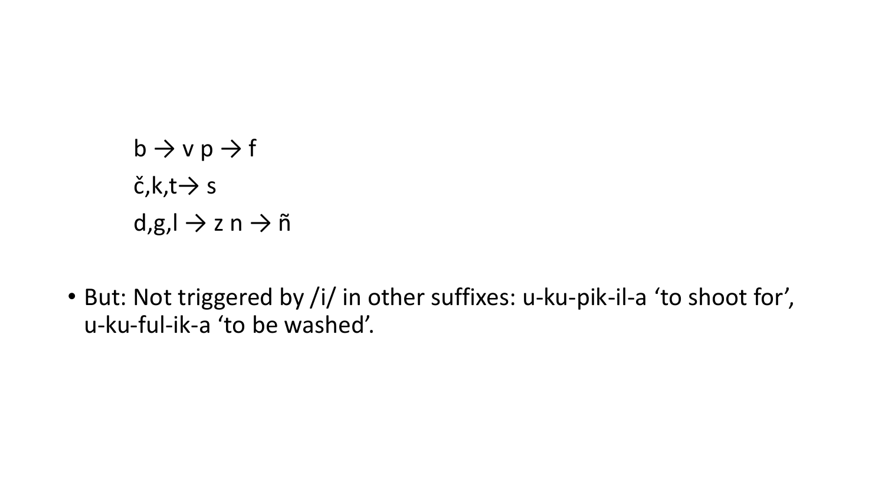b → v p → f

č,k,t→ s

d,g,l → z n → ñ

- But: Not triggered by /i/ in other suffixes: u-ku-pik-il-a ‘to shoot for’, u-ku-ful-ik-a ‘to be washed’.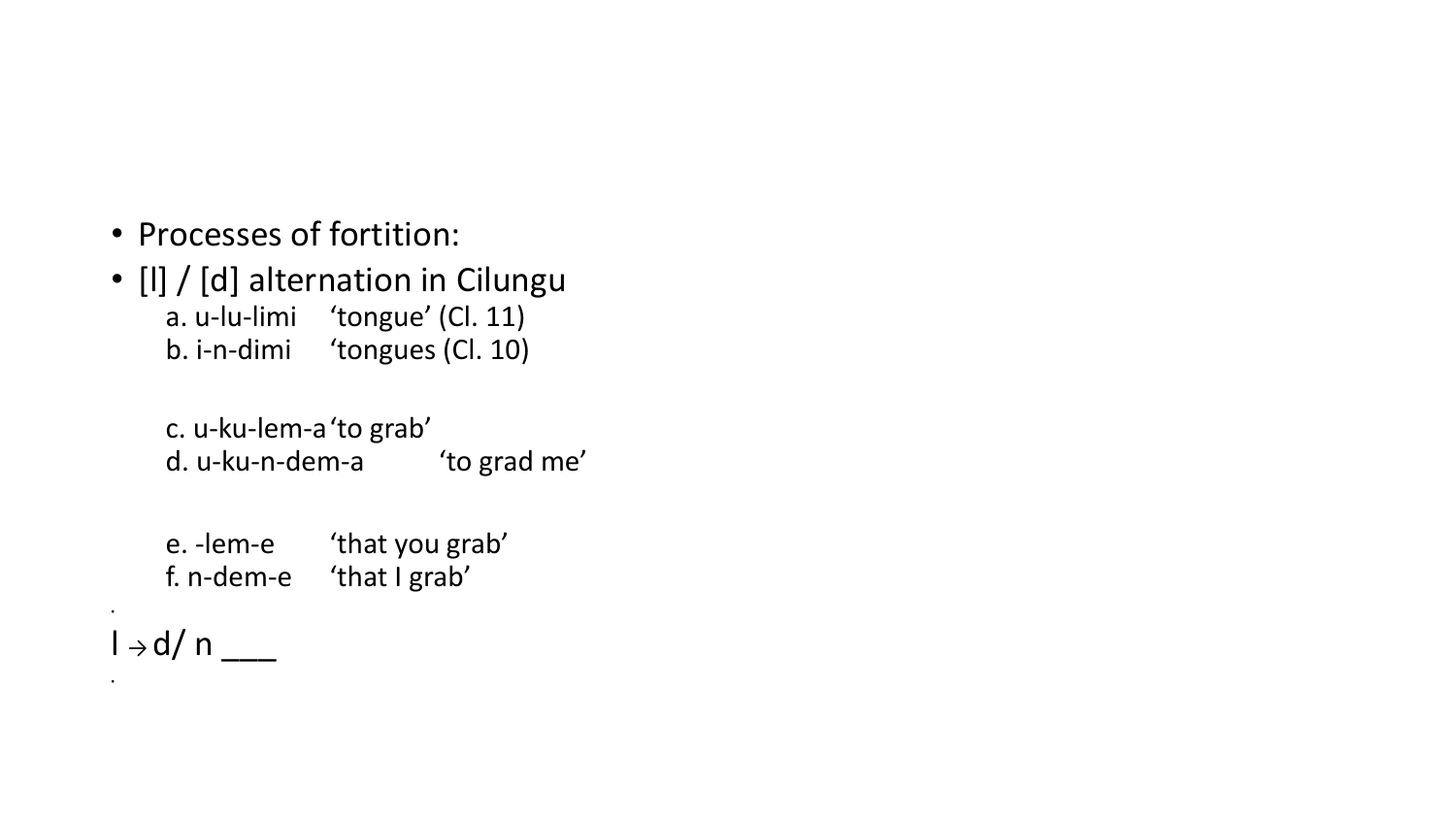- Processes of fortition:
- [l] / [d] alternation in Cilungu

  a. u-lu-limi ‘tongue’ (Cl. 11)
  b. i-n-dimi ‘tongues (Cl. 10)

  c. u-ku-lem-a ‘to grab’
  d. u-ku-n-dem-a ‘to grad me’

  e. -lem-e ‘that you grab’
  f. n-dem-e ‘that I grab’

l → d/ n ___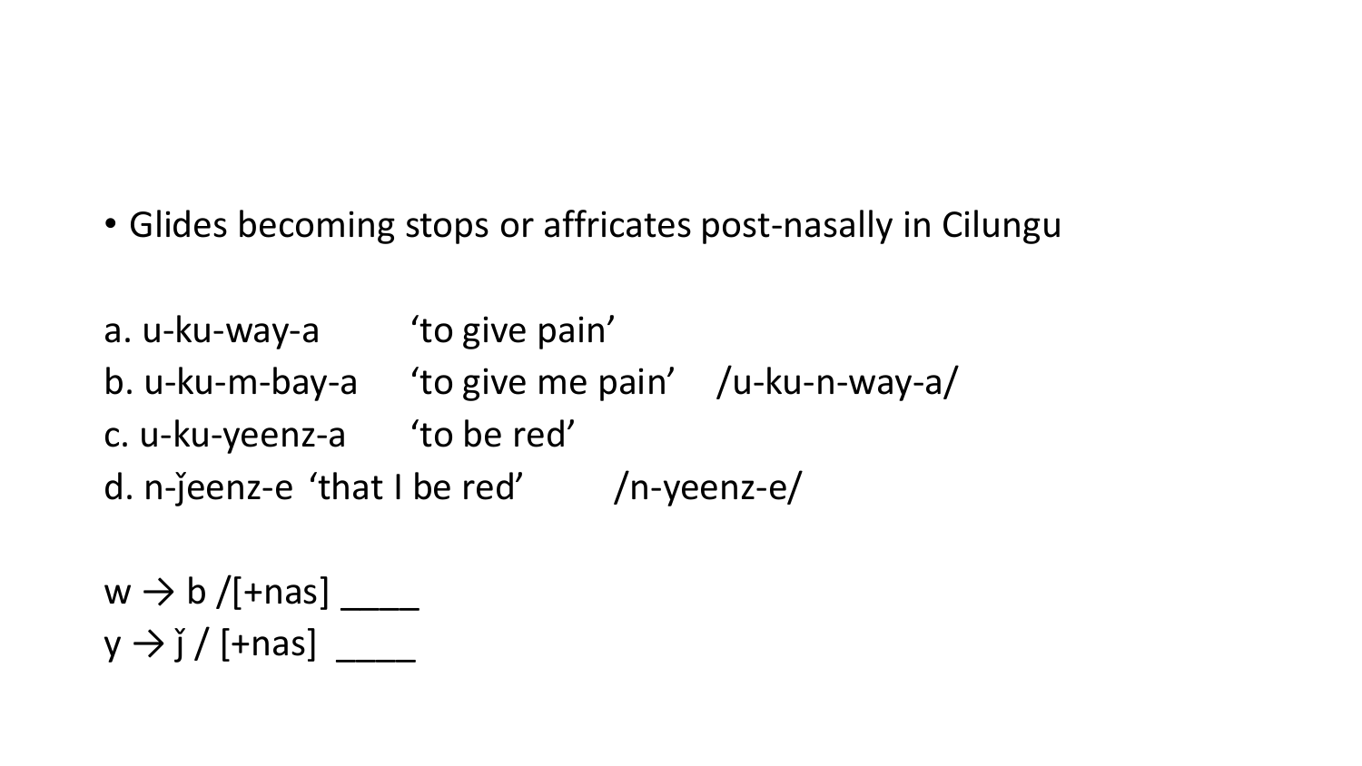- Glides becoming stops or affricates post-nasally in Cilungu

a. u-ku-way-a ‘to give pain’
b. u-ku-m-bay-a ‘to give me pain’ /u-ku-n-way-a/
c. u-ku-yeenz-a ‘to be red’
d. n-ǰeenz-e ‘that I be red’ /n-yeenz-e/

w → b /[+nas] ____
y → ǰ / [+nas] ____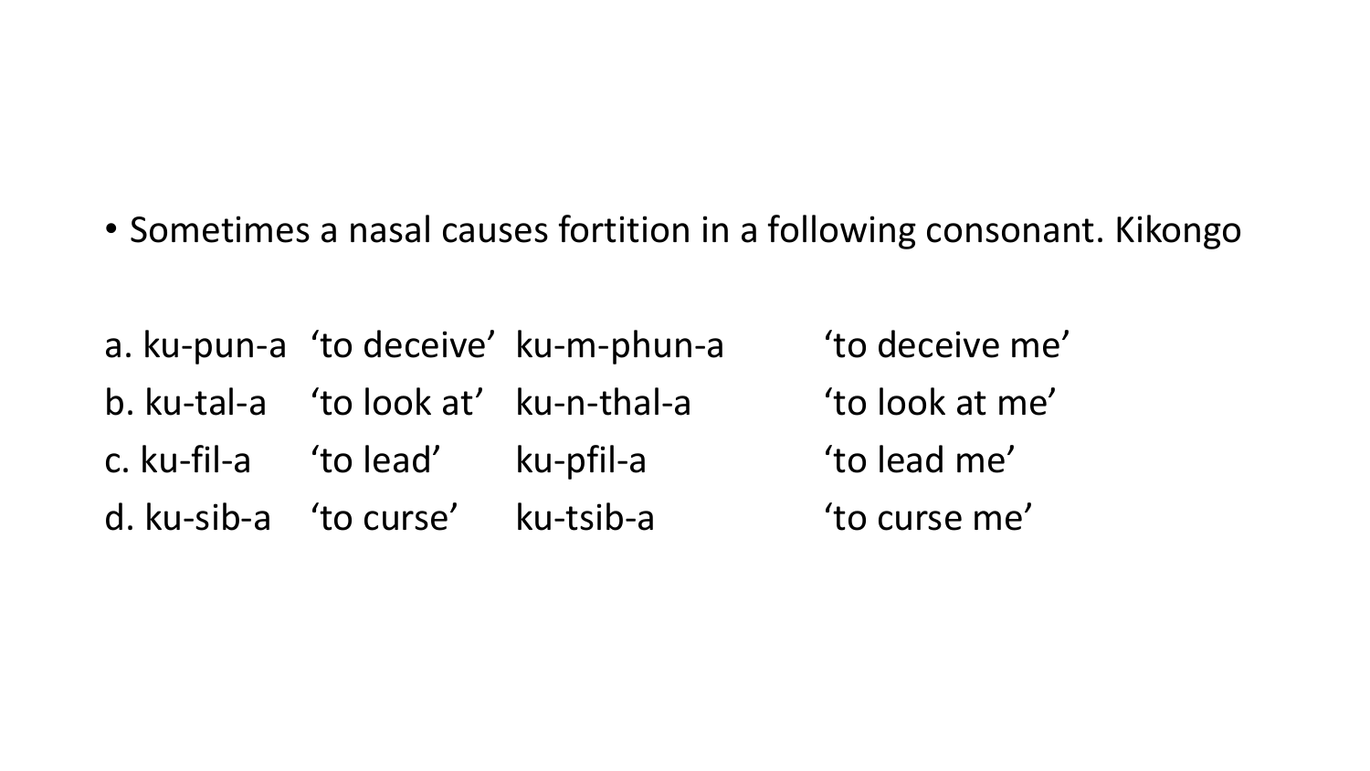- Sometimes a nasal causes fortition in a following consonant. Kikongo

| | | | |
|---|---|---|---|
| a. ku-pun-a | ‘to deceive’ | ku-m-phun-a | ‘to deceive me’ |
| b. ku-tal-a | ‘to look at’ | ku-n-thal-a | ‘to look at me’ |
| c. ku-fil-a | ‘to lead’ | ku-pfil-a | ‘to lead me’ |
| d. ku-sib-a | ‘to curse’ | ku-tsib-a | ‘to curse me’ |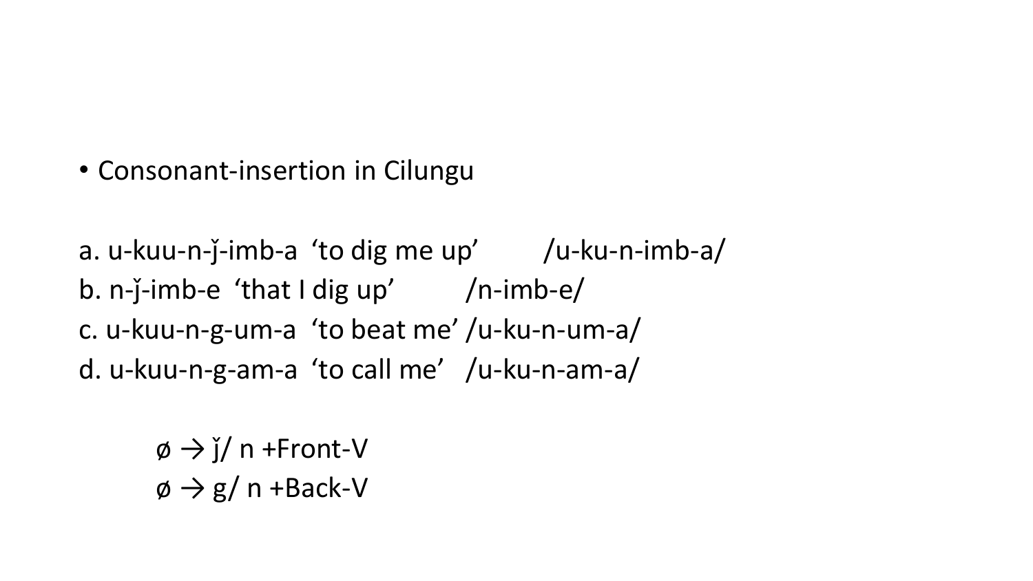- Consonant-insertion in Cilungu

a. u-kuu-n-ǰ-imb-a  'to dig me up'  /u-ku-n-imb-a/
b. n-ǰ-imb-e  'that I dig up'  /n-imb-e/
c. u-kuu-n-g-um-a  'to beat me' /u-ku-n-um-a/
d. u-kuu-n-g-am-a  'to call me'  /u-ku-n-am-a/

ø → ǰ/ n +Front-V
ø → g/ n +Back-V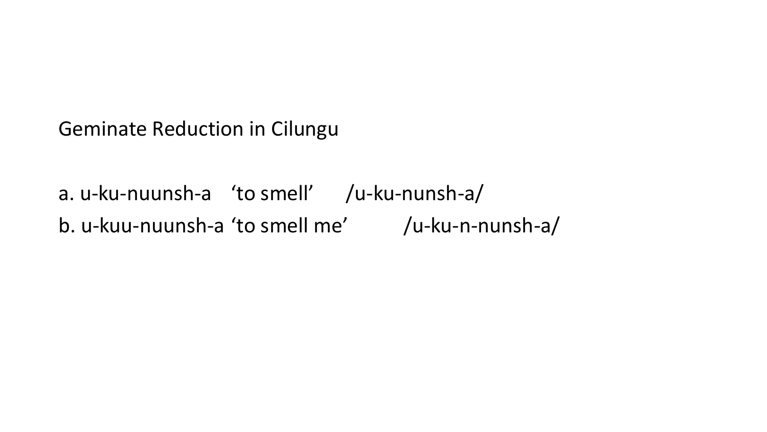Geminate Reduction in Cilungu

a. u-ku-nuunsh-a ‘to smell’ /u-ku-nunsh-a/

b. u-kuu-nuunsh-a ‘to smell me’ /u-ku-n-nunsh-a/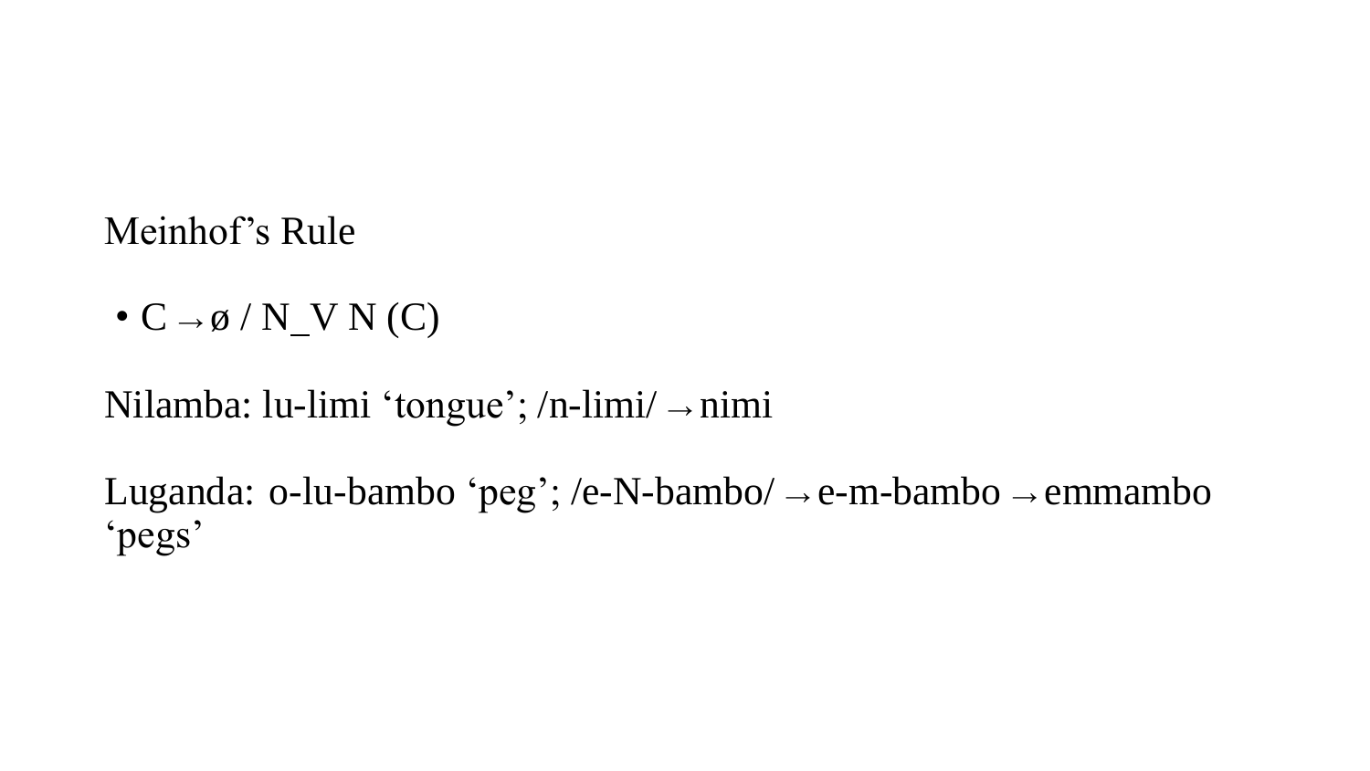# Meinhof's Rule

- C → ø / N_V N (C)

Nilamba: lu-limi 'tongue'; /n-limi/ → nimi

Luganda: o-lu-bambo 'peg'; /e-N-bambo/ → e-m-bambo → emmambo 'pegs'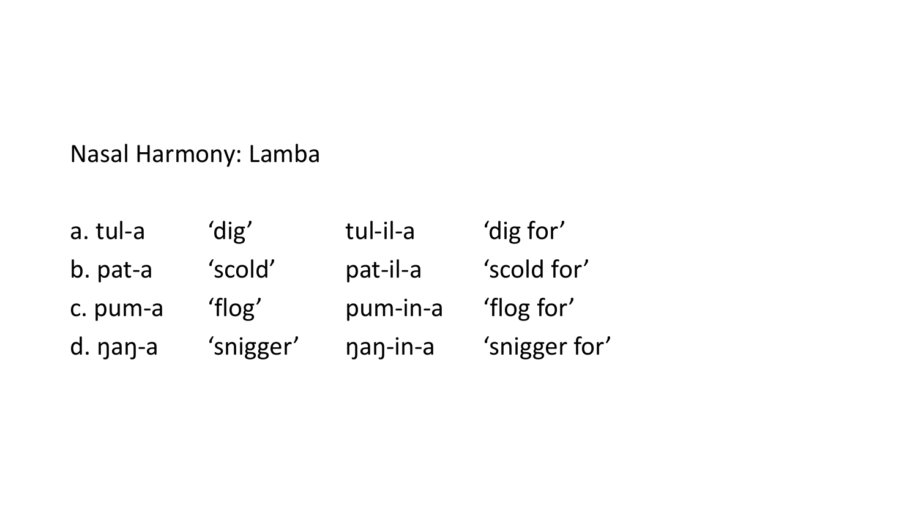Nasal Harmony: Lamba

| | | | |
|---|---|---|---|
| a. tul-a | ‘dig’ | tul-il-a | ‘dig for’ |
| b. pat-a | ‘scold’ | pat-il-a | ‘scold for’ |
| c. pum-a | ‘flog’ | pum-in-a | ‘flog for’ |
| d. ŋaŋ-a | ‘snigger’ | ŋaŋ-in-a | ‘snigger for’ |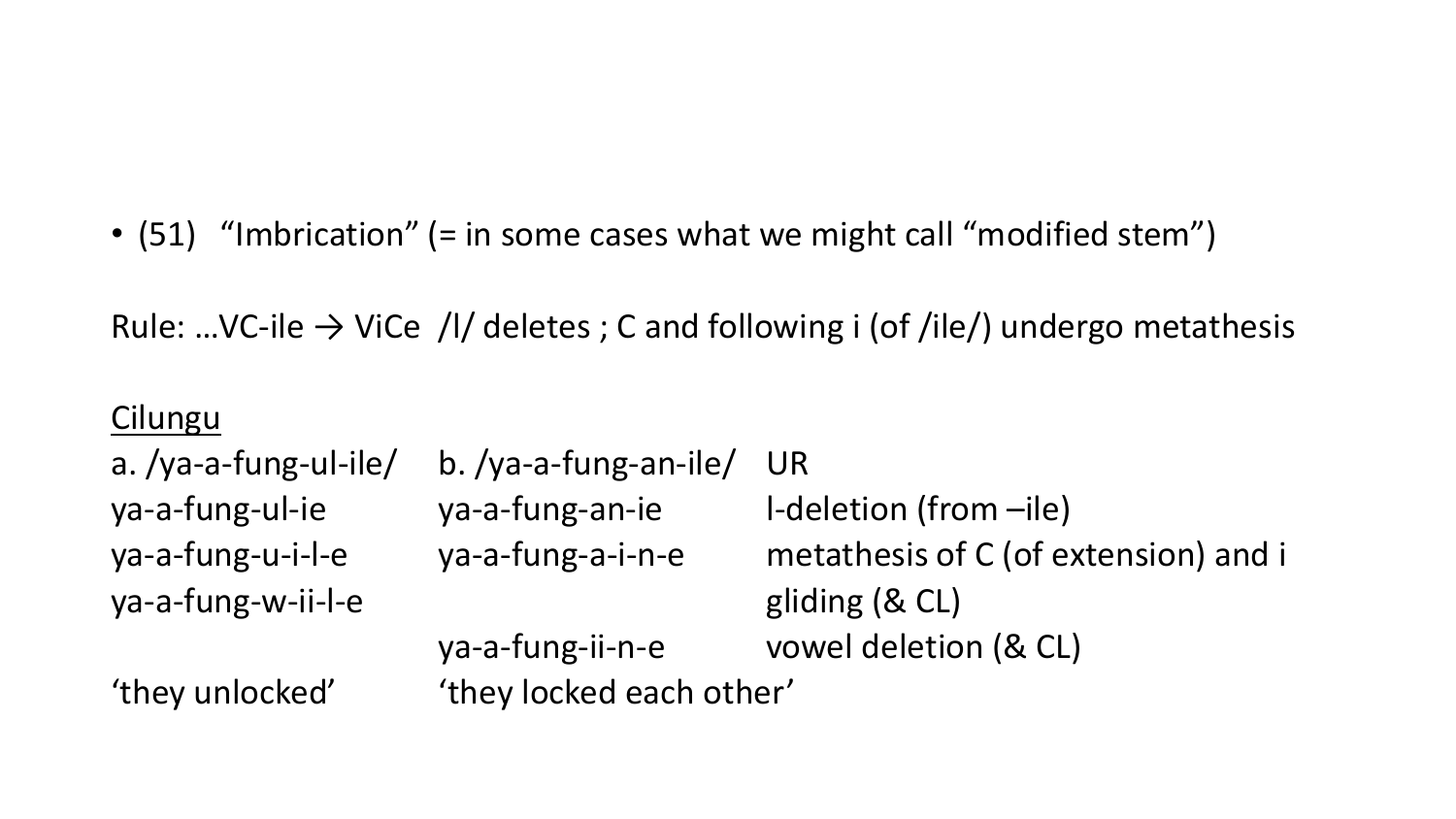- (51) "Imbrication" (= in some cases what we might call "modified stem")

Rule: …VC-ile → ViCe /l/ deletes ; C and following i (of /ile/) undergo metathesis

<u>Cilungu</u>

| a. /ya-a-fung-ul-ile/ | b. /ya-a-fung-an-ile/ | UR |
|---|---|---|
| ya-a-fung-ul-ie | ya-a-fung-an-ie | l-deletion (from –ile) |
| ya-a-fung-u-i-l-e | ya-a-fung-a-i-n-e | metathesis of C (of extension) and i |
| ya-a-fung-w-ii-l-e | | gliding (& CL) |
| | ya-a-fung-ii-n-e | vowel deletion (& CL) |
| 'they unlocked' | 'they locked each other' | |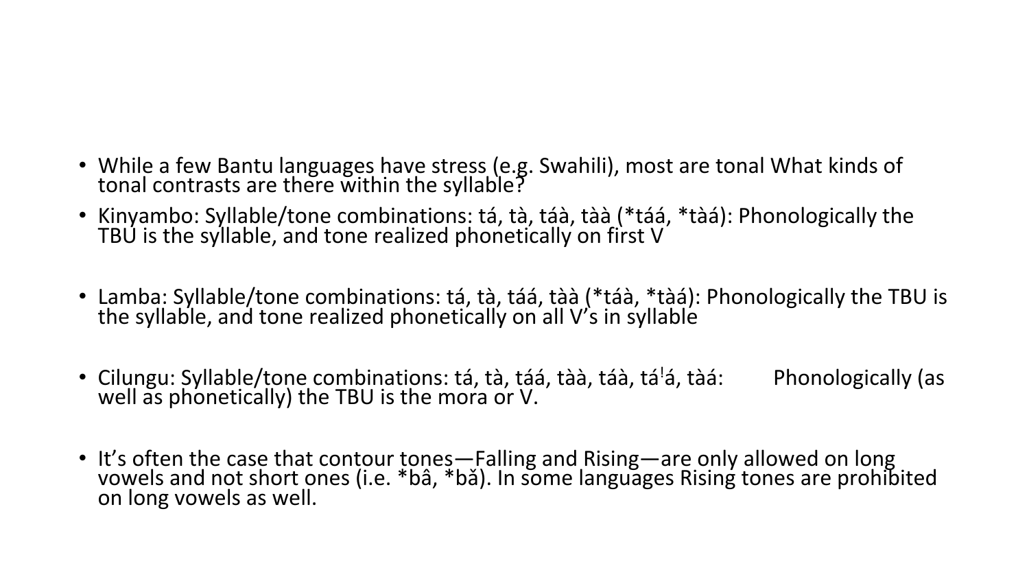- While a few Bantu languages have stress (e.g. Swahili), most are tonal What kinds of tonal contrasts are there within the syllable?
- Kinyambo: Syllable/tone combinations: tá, tà, táà, tàà (*táá, *tàá): Phonologically the TBU is the syllable, and tone realized phonetically on first V
- Lamba: Syllable/tone combinations: tá, tà, táá, tàà (*táà, *tàá): Phonologically the TBU is the syllable, and tone realized phonetically on all V's in syllable
- Cilungu: Syllable/tone combinations: tá, tà, táá, tàà, táà, táꜜá, tàá: Phonologically (as well as phonetically) the TBU is the mora or V.
- It's often the case that contour tones—Falling and Rising—are only allowed on long vowels and not short ones (i.e. *bâ, *bǎ). In some languages Rising tones are prohibited on long vowels as well.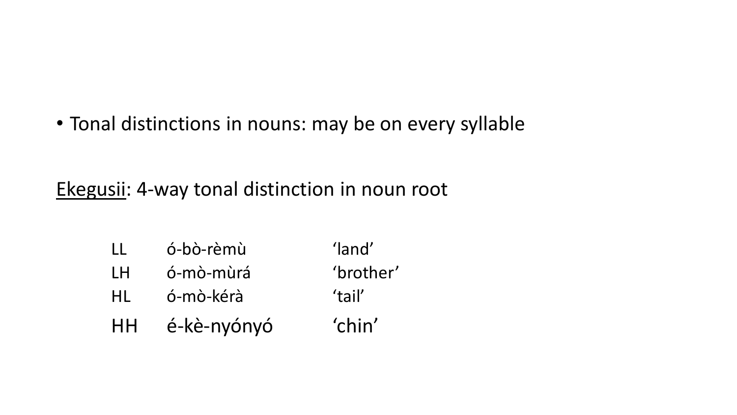- Tonal distinctions in nouns: may be on every syllable

<u>Ekegusii</u>: 4-way tonal distinction in noun root

| | | |
|---|---|---|
| LL | ó-bò-rèmù | 'land' |
| LH | ó-mò-mùrá | 'brother' |
| HL | ó-mò-kérà | 'tail' |
| HH | é-kè-nyónyó | 'chin' |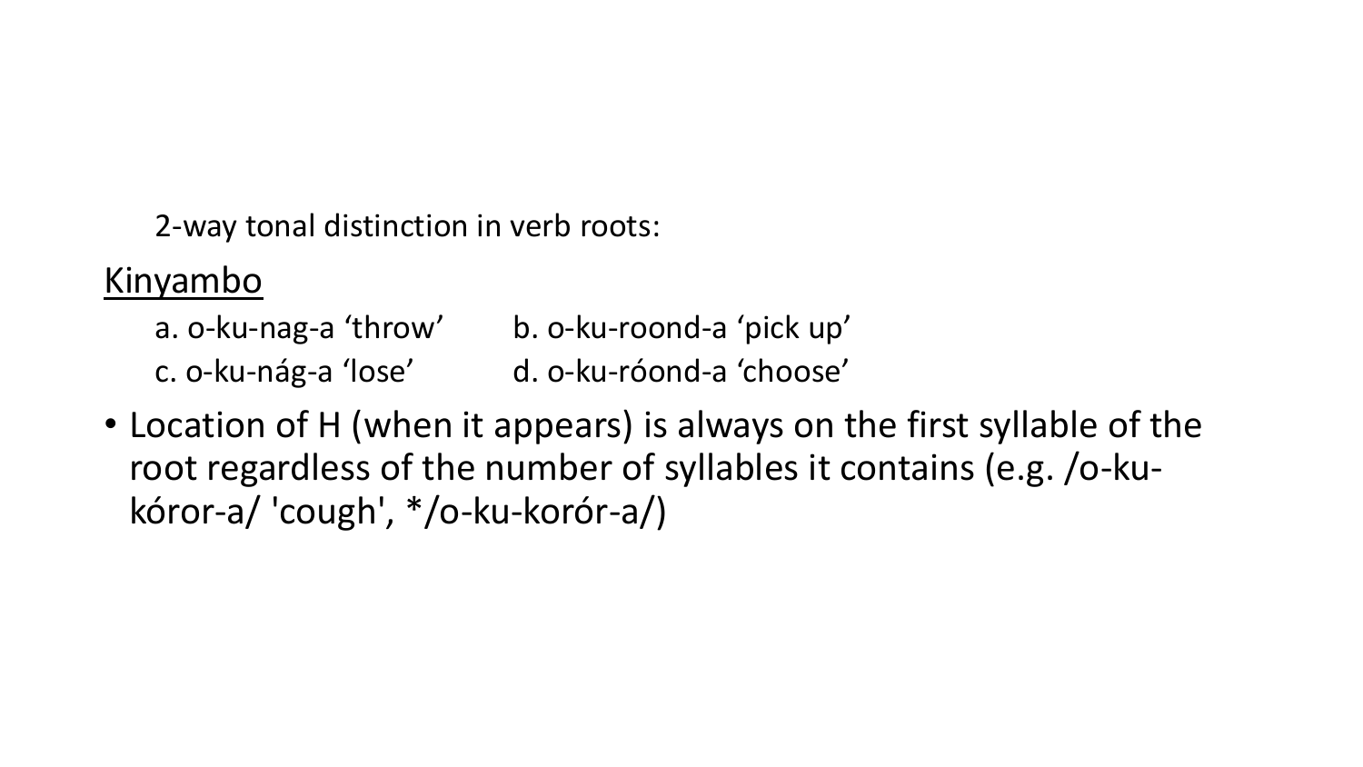2-way tonal distinction in verb roots:

Kinyambo

a. o-ku-nag-a ‘throw’ b. o-ku-roond-a ‘pick up’

c. o-ku-nág-a ‘lose’ d. o-ku-róond-a ‘choose’

- Location of H (when it appears) is always on the first syllable of the root regardless of the number of syllables it contains (e.g. /o-ku-kóror-a/ 'cough', */o-ku-korór-a/)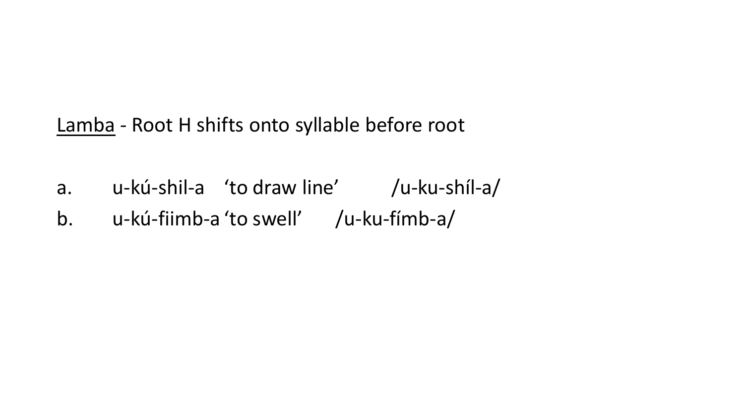<u>Lamba</u> - Root H shifts onto syllable before root

a. u-kú-shil-a ‘to draw line’ /u-ku-shíl-a/

b. u-kú-fiimb-a ‘to swell’ /u-ku-fímb-a/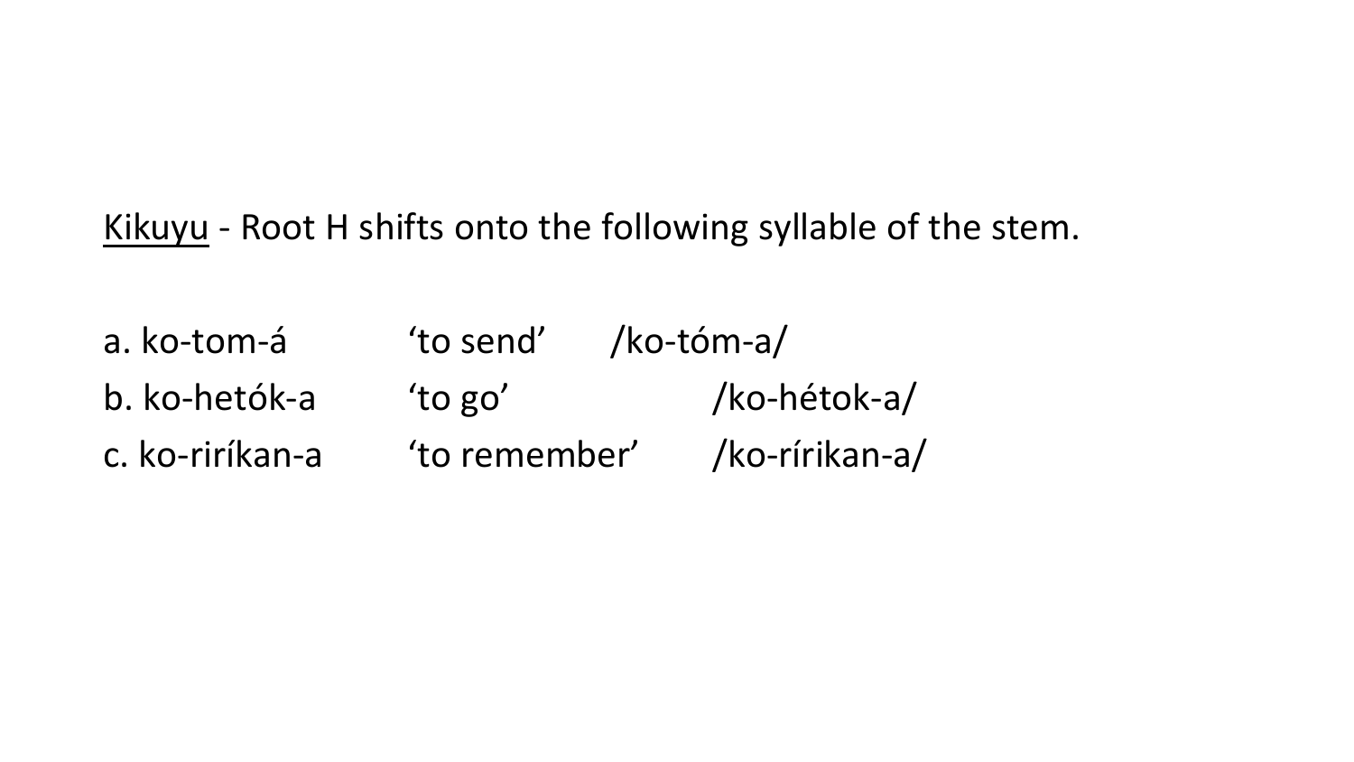<u>Kikuyu</u> - Root H shifts onto the following syllable of the stem.

a. ko-tom-á 'to send' /ko-tóm-a/

b. ko-hetók-a 'to go' /ko-hétok-a/

c. ko-riríkan-a 'to remember' /ko-rírikan-a/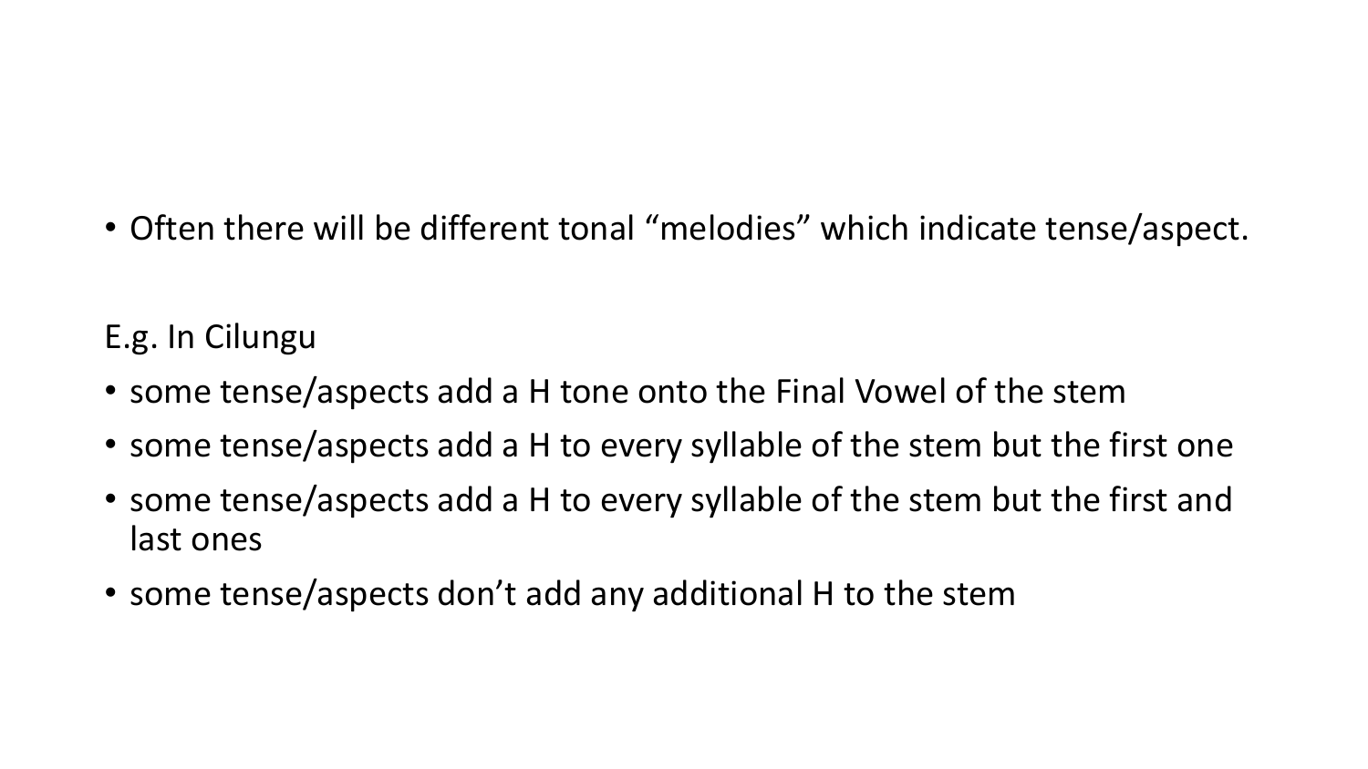- Often there will be different tonal “melodies” which indicate tense/aspect.

E.g. In Cilungu

- some tense/aspects add a H tone onto the Final Vowel of the stem
- some tense/aspects add a H to every syllable of the stem but the first one
- some tense/aspects add a H to every syllable of the stem but the first and last ones
- some tense/aspects don’t add any additional H to the stem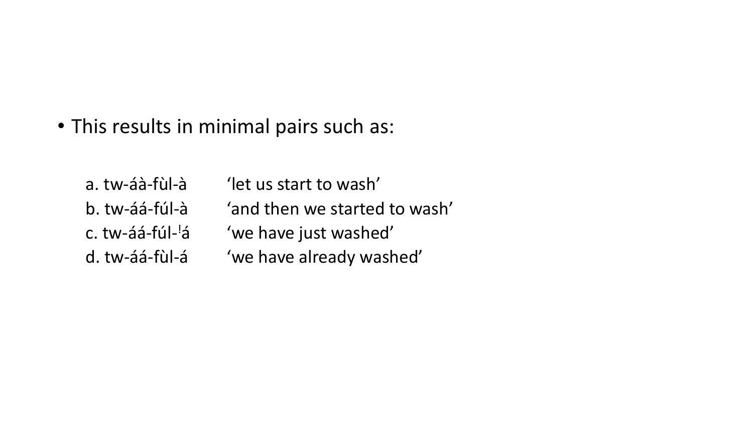- This results in minimal pairs such as:

a. tw-áà-fùl-à 'let us start to wash'
b. tw-áá-fúl-à 'and then we started to wash'
c. tw-áá-fúl-ꜝá 'we have just washed'
d. tw-áá-fùl-á 'we have already washed'